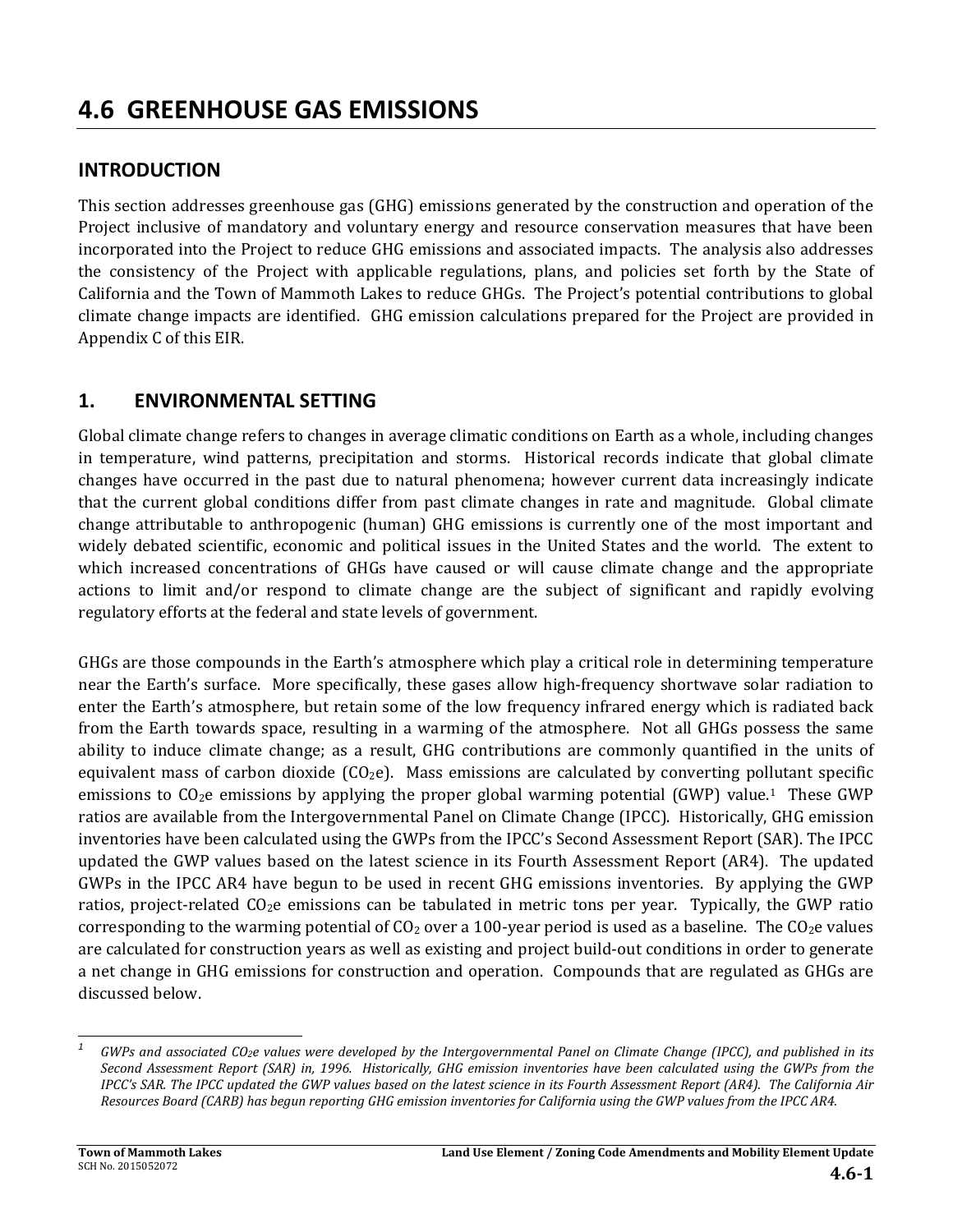# 4.6 GREENHOUSE GAS EMISSIONS

## INTRODUCTION

This section addresses greenhouse gas (GHG) emissions generated by the construction and operation of the Project inclusive of mandatory and voluntary energy and resource conservation measures that have been incorporated into the Project to reduce GHG emissions and associated impacts. The analysis also addresses the consistency of the Project with applicable regulations, plans, and policies set forth by the State of California and the Town of Mammoth Lakes to reduce GHGs. The Project's potential contributions to global climate change impacts are identified. GHG emission calculations prepared for the Project are provided in Appendix C of this EIR.

## 1. ENVIRONMENTAL SETTING

Global climate change refers to changes in average climatic conditions on Earth as a whole, including changes in temperature, wind patterns, precipitation and storms. Historical records indicate that global climate changes have occurred in the past due to natural phenomena; however current data increasingly indicate that the current global conditions differ from past climate changes in rate and magnitude. Global climate change attributable to anthropogenic (human) GHG emissions is currently one of the most important and widely debated scientific, economic and political issues in the United States and the world. The extent to which increased concentrations of GHGs have caused or will cause climate change and the appropriate actions to limit and/or respond to climate change are the subject of significant and rapidly evolving regulatory efforts at the federal and state levels of government.

GHGs are those compounds in the Earth's atmosphere which play a critical role in determining temperature near the Earth's surface. More specifically, these gases allow high-frequency shortwave solar radiation to enter the Earth's atmosphere, but retain some of the low frequency infrared energy which is radiated back from the Earth towards space, resulting in a warming of the atmosphere. Not all GHGs possess the same ability to induce climate change; as a result, GHG contributions are commonly quantified in the units of equivalent mass of carbon dioxide ($CO_2e$). Mass emissions are calculated by converting pollutant specific emissions to $CO_2e$ emissions by applying the proper global warming potential (GWP) value.[1] These GWP ratios are available from the Intergovernmental Panel on Climate Change (IPCC). Historically, GHG emission inventories have been calculated using the GWPs from the IPCC's Second Assessment Report (SAR). The IPCC updated the GWP values based on the latest science in its Fourth Assessment Report (AR4). The updated GWPs in the IPCC AR4 have begun to be used in recent GHG emissions inventories. By applying the GWP ratios, project-related $CO_2e$ emissions can be tabulated in metric tons per year. Typically, the GWP ratio corresponding to the warming potential of $CO_2$ over a 100-year period is used as a baseline. The $CO_2e$ values are calculated for construction years as well as existing and project build-out conditions in order to generate a net change in GHG emissions for construction and operation. Compounds that are regulated as GHGs are discussed below.

---

[1] *GWPs and associated $CO_2e$ values were developed by the Intergovernmental Panel on Climate Change (IPCC), and published in its Second Assessment Report (SAR) in, 1996. Historically, GHG emission inventories have been calculated using the GWPs from the IPCC's SAR. The IPCC updated the GWP values based on the latest science in its Fourth Assessment Report (AR4). The California Air Resources Board (CARB) has begun reporting GHG emission inventories for California using the GWP values from the IPCC AR4.*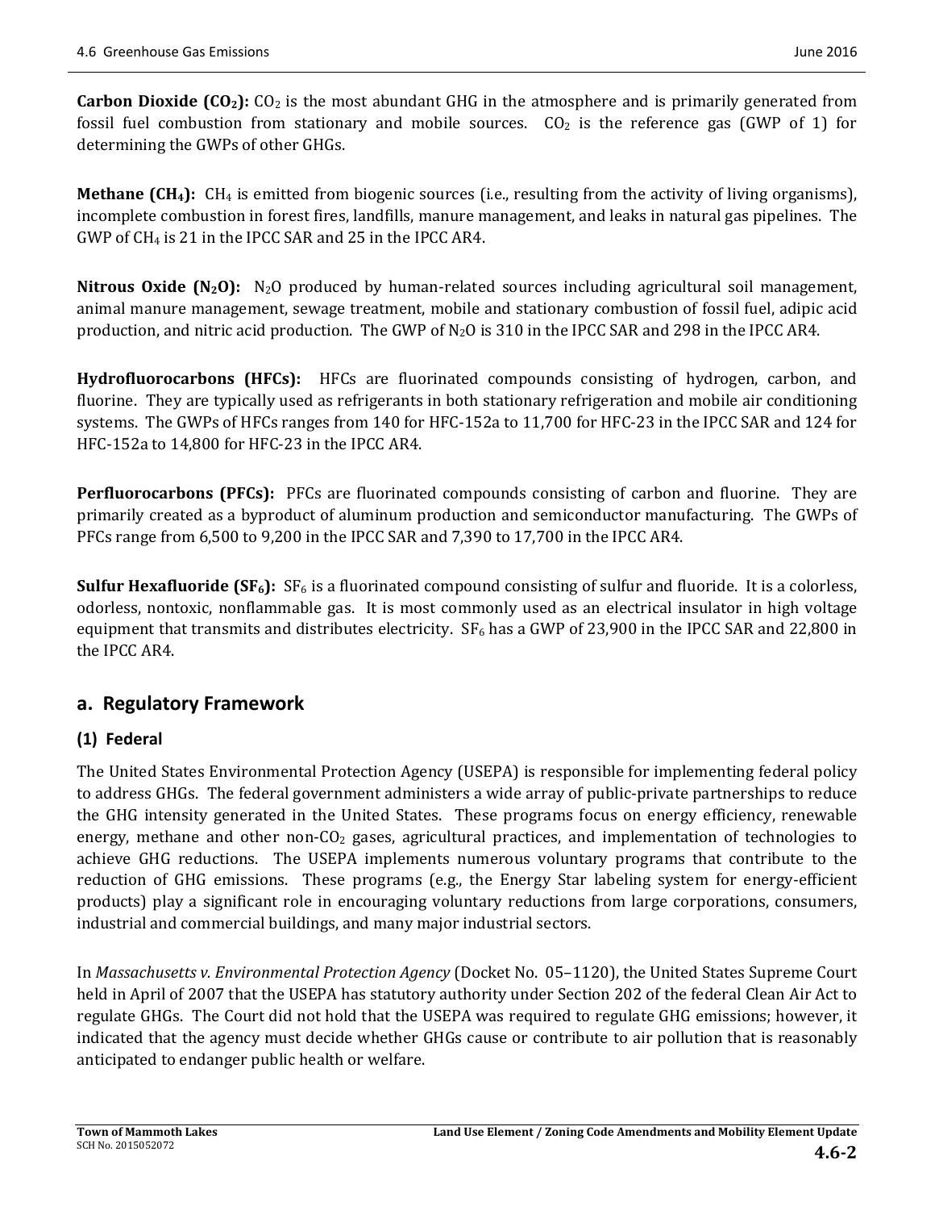**Carbon Dioxide ($CO_2$):** $CO_2$ is the most abundant GHG in the atmosphere and is primarily generated from fossil fuel combustion from stationary and mobile sources. $CO_2$ is the reference gas (GWP of 1) for determining the GWPs of other GHGs.

**Methane ($CH_4$):** $CH_4$ is emitted from biogenic sources (i.e., resulting from the activity of living organisms), incomplete combustion in forest fires, landfills, manure management, and leaks in natural gas pipelines. The GWP of $CH_4$ is 21 in the IPCC SAR and 25 in the IPCC AR4.

**Nitrous Oxide ($N_2O$):** $N_2O$ produced by human-related sources including agricultural soil management, animal manure management, sewage treatment, mobile and stationary combustion of fossil fuel, adipic acid production, and nitric acid production. The GWP of $N_2O$ is 310 in the IPCC SAR and 298 in the IPCC AR4.

**Hydrofluorocarbons (HFCs):** HFCs are fluorinated compounds consisting of hydrogen, carbon, and fluorine. They are typically used as refrigerants in both stationary refrigeration and mobile air conditioning systems. The GWPs of HFCs ranges from 140 for HFC-152a to 11,700 for HFC-23 in the IPCC SAR and 124 for HFC-152a to 14,800 for HFC-23 in the IPCC AR4.

**Perfluorocarbons (PFCs):** PFCs are fluorinated compounds consisting of carbon and fluorine. They are primarily created as a byproduct of aluminum production and semiconductor manufacturing. The GWPs of PFCs range from 6,500 to 9,200 in the IPCC SAR and 7,390 to 17,700 in the IPCC AR4.

**Sulfur Hexafluoride ($SF_6$):** $SF_6$ is a fluorinated compound consisting of sulfur and fluoride. It is a colorless, odorless, nontoxic, nonflammable gas. It is most commonly used as an electrical insulator in high voltage equipment that transmits and distributes electricity. $SF_6$ has a GWP of 23,900 in the IPCC SAR and 22,800 in the IPCC AR4.

## a. Regulatory Framework

### (1) Federal

The United States Environmental Protection Agency (USEPA) is responsible for implementing federal policy to address GHGs. The federal government administers a wide array of public-private partnerships to reduce the GHG intensity generated in the United States. These programs focus on energy efficiency, renewable energy, methane and other non-$CO_2$ gases, agricultural practices, and implementation of technologies to achieve GHG reductions. The USEPA implements numerous voluntary programs that contribute to the reduction of GHG emissions. These programs (e.g., the Energy Star labeling system for energy-efficient products) play a significant role in encouraging voluntary reductions from large corporations, consumers, industrial and commercial buildings, and many major industrial sectors.

In *Massachusetts v. Environmental Protection Agency* (Docket No. 05–1120), the United States Supreme Court held in April of 2007 that the USEPA has statutory authority under Section 202 of the federal Clean Air Act to regulate GHGs. The Court did not hold that the USEPA was required to regulate GHG emissions; however, it indicated that the agency must decide whether GHGs cause or contribute to air pollution that is reasonably anticipated to endanger public health or welfare.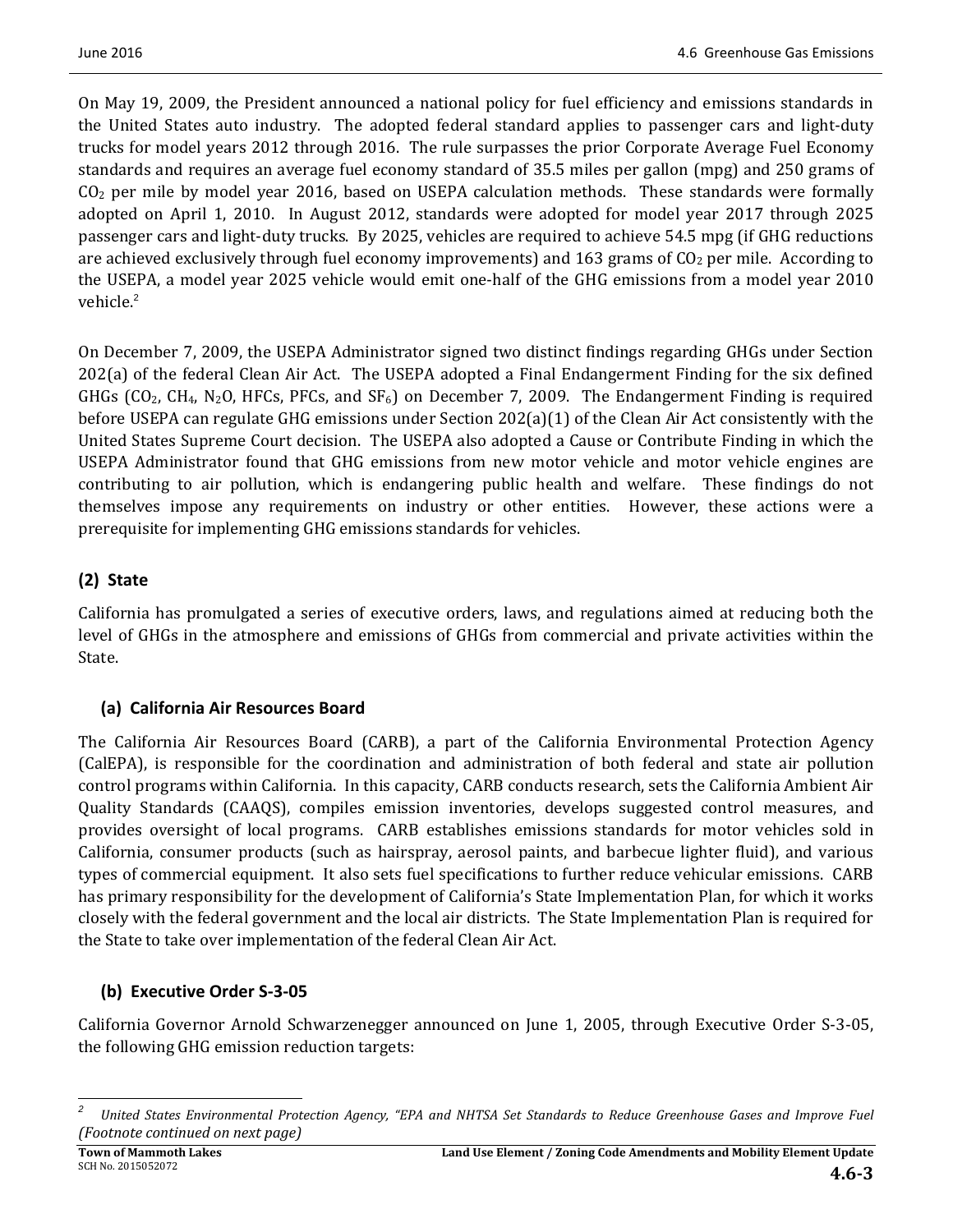On May 19, 2009, the President announced a national policy for fuel efficiency and emissions standards in the United States auto industry. The adopted federal standard applies to passenger cars and light-duty trucks for model years 2012 through 2016. The rule surpasses the prior Corporate Average Fuel Economy standards and requires an average fuel economy standard of 35.5 miles per gallon (mpg) and 250 grams of $CO_2$ per mile by model year 2016, based on USEPA calculation methods. These standards were formally adopted on April 1, 2010. In August 2012, standards were adopted for model year 2017 through 2025 passenger cars and light-duty trucks. By 2025, vehicles are required to achieve 54.5 mpg (if GHG reductions are achieved exclusively through fuel economy improvements) and 163 grams of $CO_2$ per mile. According to the USEPA, a model year 2025 vehicle would emit one-half of the GHG emissions from a model year 2010 vehicle.[2]

On December 7, 2009, the USEPA Administrator signed two distinct findings regarding GHGs under Section 202(a) of the federal Clean Air Act. The USEPA adopted a Final Endangerment Finding for the six defined GHGs ($CO_2$, $CH_4$, $N_2O$, HFCs, PFCs, and $SF_6$) on December 7, 2009. The Endangerment Finding is required before USEPA can regulate GHG emissions under Section 202(a)(1) of the Clean Air Act consistently with the United States Supreme Court decision. The USEPA also adopted a Cause or Contribute Finding in which the USEPA Administrator found that GHG emissions from new motor vehicle and motor vehicle engines are contributing to air pollution, which is endangering public health and welfare. These findings do not themselves impose any requirements on industry or other entities. However, these actions were a prerequisite for implementing GHG emissions standards for vehicles.

### (2) State

California has promulgated a series of executive orders, laws, and regulations aimed at reducing both the level of GHGs in the atmosphere and emissions of GHGs from commercial and private activities within the State.

#### (a) California Air Resources Board

The California Air Resources Board (CARB), a part of the California Environmental Protection Agency (CalEPA), is responsible for the coordination and administration of both federal and state air pollution control programs within California. In this capacity, CARB conducts research, sets the California Ambient Air Quality Standards (CAAQS), compiles emission inventories, develops suggested control measures, and provides oversight of local programs. CARB establishes emissions standards for motor vehicles sold in California, consumer products (such as hairspray, aerosol paints, and barbecue lighter fluid), and various types of commercial equipment. It also sets fuel specifications to further reduce vehicular emissions. CARB has primary responsibility for the development of California's State Implementation Plan, for which it works closely with the federal government and the local air districts. The State Implementation Plan is required for the State to take over implementation of the federal Clean Air Act.

#### (b) Executive Order S-3-05

California Governor Arnold Schwarzenegger announced on June 1, 2005, through Executive Order S-3-05, the following GHG emission reduction targets:

---

[2] *United States Environmental Protection Agency, "EPA and NHTSA Set Standards to Reduce Greenhouse Gases and Improve Fuel (Footnote continued on next page)*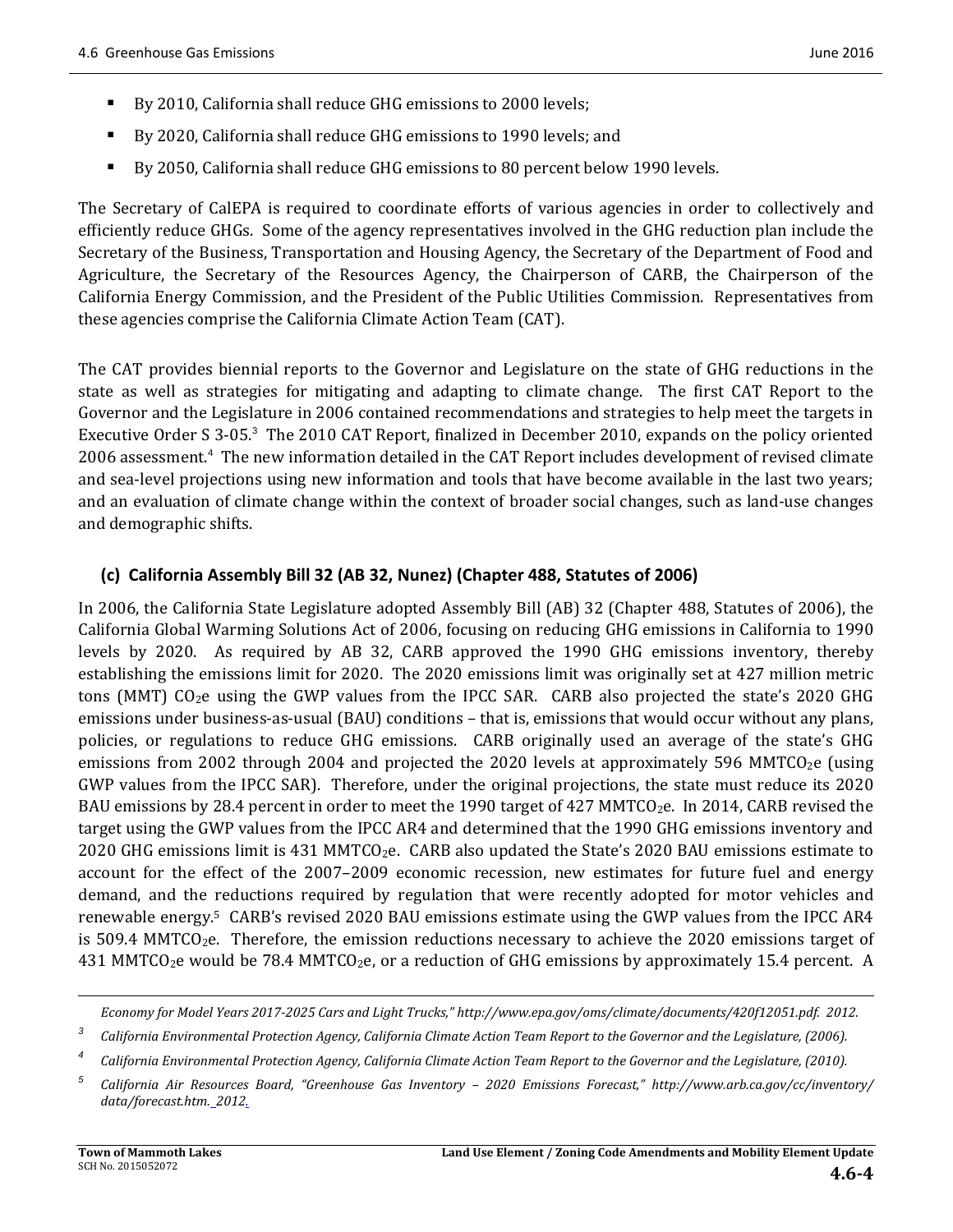- By 2010, California shall reduce GHG emissions to 2000 levels;
- By 2020, California shall reduce GHG emissions to 1990 levels; and
- By 2050, California shall reduce GHG emissions to 80 percent below 1990 levels.

The Secretary of CalEPA is required to coordinate efforts of various agencies in order to collectively and efficiently reduce GHGs. Some of the agency representatives involved in the GHG reduction plan include the Secretary of the Business, Transportation and Housing Agency, the Secretary of the Department of Food and Agriculture, the Secretary of the Resources Agency, the Chairperson of CARB, the Chairperson of the California Energy Commission, and the President of the Public Utilities Commission. Representatives from these agencies comprise the California Climate Action Team (CAT).

The CAT provides biennial reports to the Governor and Legislature on the state of GHG reductions in the state as well as strategies for mitigating and adapting to climate change. The first CAT Report to the Governor and the Legislature in 2006 contained recommendations and strategies to help meet the targets in Executive Order S 3-05.[3] The 2010 CAT Report, finalized in December 2010, expands on the policy oriented 2006 assessment.[4] The new information detailed in the CAT Report includes development of revised climate and sea-level projections using new information and tools that have become available in the last two years; and an evaluation of climate change within the context of broader social changes, such as land-use changes and demographic shifts.

### (c) California Assembly Bill 32 (AB 32, Nunez) (Chapter 488, Statutes of 2006)

In 2006, the California State Legislature adopted Assembly Bill (AB) 32 (Chapter 488, Statutes of 2006), the California Global Warming Solutions Act of 2006, focusing on reducing GHG emissions in California to 1990 levels by 2020. As required by AB 32, CARB approved the 1990 GHG emissions inventory, thereby establishing the emissions limit for 2020. The 2020 emissions limit was originally set at 427 million metric tons (MMT) $CO_2e$ using the GWP values from the IPCC SAR. CARB also projected the state's 2020 GHG emissions under business-as-usual (BAU) conditions – that is, emissions that would occur without any plans, policies, or regulations to reduce GHG emissions. CARB originally used an average of the state's GHG emissions from 2002 through 2004 and projected the 2020 levels at approximately 596 $MMTCO_2e$ (using GWP values from the IPCC SAR). Therefore, under the original projections, the state must reduce its 2020 BAU emissions by 28.4 percent in order to meet the 1990 target of 427 $MMTCO_2e$. In 2014, CARB revised the target using the GWP values from the IPCC AR4 and determined that the 1990 GHG emissions inventory and 2020 GHG emissions limit is 431 $MMTCO_2e$. CARB also updated the State's 2020 BAU emissions estimate to account for the effect of the 2007–2009 economic recession, new estimates for future fuel and energy demand, and the reductions required by regulation that were recently adopted for motor vehicles and renewable energy.[5] CARB's revised 2020 BAU emissions estimate using the GWP values from the IPCC AR4 is 509.4 $MMTCO_2e$. Therefore, the emission reductions necessary to achieve the 2020 emissions target of 431 $MMTCO_2e$ would be 78.4 $MMTCO_2e$, or a reduction of GHG emissions by approximately 15.4 percent. A

---

*Economy for Model Years 2017-2025 Cars and Light Trucks," http://www.epa.gov/oms/climate/documents/420f12051.pdf. 2012.*

[3] *California Environmental Protection Agency, California Climate Action Team Report to the Governor and the Legislature, (2006).*

[4] *California Environmental Protection Agency, California Climate Action Team Report to the Governor and the Legislature, (2010).*

[5] *California Air Resources Board, "Greenhouse Gas Inventory – 2020 Emissions Forecast," http://www.arb.ca.gov/cc/inventory/data/forecast.htm. 2012.*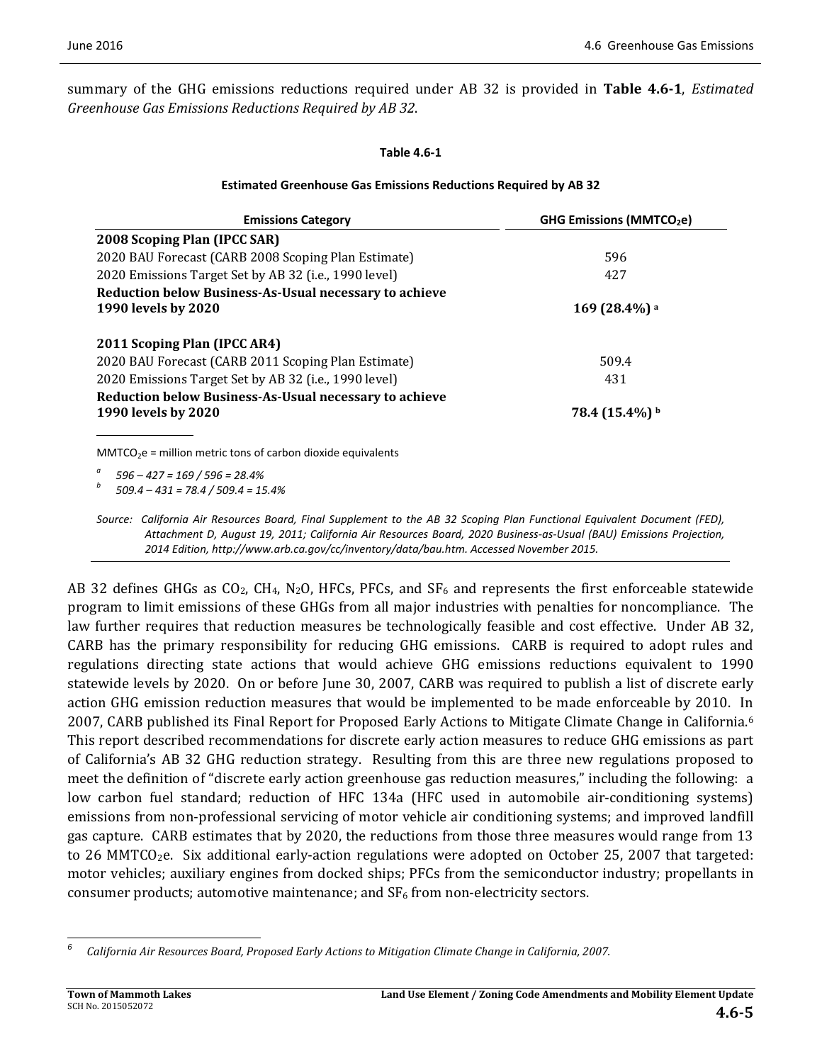summary of the GHG emissions reductions required under AB 32 is provided in **Table 4.6-1**, *Estimated Greenhouse Gas Emissions Reductions Required by AB 32*.

**Table 4.6-1**

**Estimated Greenhouse Gas Emissions Reductions Required by AB 32**

| Emissions Category | GHG Emissions ($MMTCO_2e$) |
|---|---|
| **2008 Scoping Plan (IPCC SAR)** | |
| 2020 BAU Forecast (CARB 2008 Scoping Plan Estimate) | 596 |
| 2020 Emissions Target Set by AB 32 (i.e., 1990 level) | 427 |
| **Reduction below Business-As-Usual necessary to achieve 1990 levels by 2020** | **169 (28.4%)** [a] |
| **2011 Scoping Plan (IPCC AR4)** | |
| 2020 BAU Forecast (CARB 2011 Scoping Plan Estimate) | 509.4 |
| 2020 Emissions Target Set by AB 32 (i.e., 1990 level) | 431 |
| **Reduction below Business-As-Usual necessary to achieve 1990 levels by 2020** | **78.4 (15.4%)** [b] |

$MMTCO_2e$ = million metric tons of carbon dioxide equivalents

[a] *596 – 427 = 169 / 596 = 28.4%*

[b] *509.4 – 431 = 78.4 / 509.4 = 15.4%*

*Source: California Air Resources Board, Final Supplement to the AB 32 Scoping Plan Functional Equivalent Document (FED), Attachment D, August 19, 2011; California Air Resources Board, 2020 Business-as-Usual (BAU) Emissions Projection, 2014 Edition, http://www.arb.ca.gov/cc/inventory/data/bau.htm. Accessed November 2015.*

AB 32 defines GHGs as $CO_2$, $CH_4$, $N_2O$, HFCs, PFCs, and $SF_6$ and represents the first enforceable statewide program to limit emissions of these GHGs from all major industries with penalties for noncompliance. The law further requires that reduction measures be technologically feasible and cost effective. Under AB 32, CARB has the primary responsibility for reducing GHG emissions. CARB is required to adopt rules and regulations directing state actions that would achieve GHG emissions reductions equivalent to 1990 statewide levels by 2020. On or before June 30, 2007, CARB was required to publish a list of discrete early action GHG emission reduction measures that would be implemented to be made enforceable by 2010. In 2007, CARB published its Final Report for Proposed Early Actions to Mitigate Climate Change in California.[6] This report described recommendations for discrete early action measures to reduce GHG emissions as part of California's AB 32 GHG reduction strategy. Resulting from this are three new regulations proposed to meet the definition of "discrete early action greenhouse gas reduction measures," including the following: a low carbon fuel standard; reduction of HFC 134a (HFC used in automobile air-conditioning systems) emissions from non-professional servicing of motor vehicle air conditioning systems; and improved landfill gas capture. CARB estimates that by 2020, the reductions from those three measures would range from 13 to 26 $MMTCO_2e$. Six additional early-action regulations were adopted on October 25, 2007 that targeted: motor vehicles; auxiliary engines from docked ships; PFCs from the semiconductor industry; propellants in consumer products; automotive maintenance; and $SF_6$ from non-electricity sectors.

[6] *California Air Resources Board, Proposed Early Actions to Mitigation Climate Change in California, 2007.*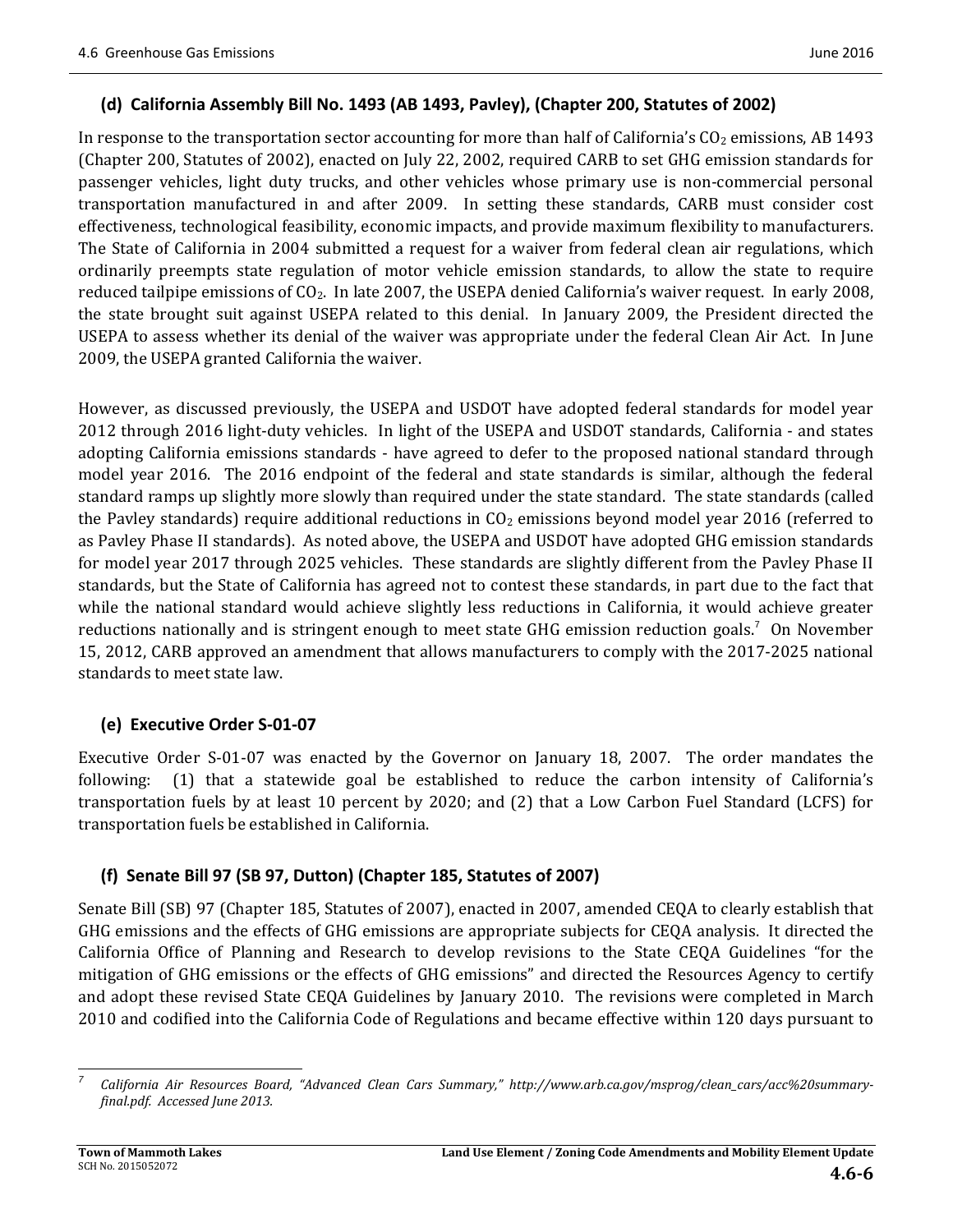### (d) California Assembly Bill No. 1493 (AB 1493, Pavley), (Chapter 200, Statutes of 2002)

In response to the transportation sector accounting for more than half of California's $CO_2$ emissions, AB 1493 (Chapter 200, Statutes of 2002), enacted on July 22, 2002, required CARB to set GHG emission standards for passenger vehicles, light duty trucks, and other vehicles whose primary use is non-commercial personal transportation manufactured in and after 2009. In setting these standards, CARB must consider cost effectiveness, technological feasibility, economic impacts, and provide maximum flexibility to manufacturers. The State of California in 2004 submitted a request for a waiver from federal clean air regulations, which ordinarily preempts state regulation of motor vehicle emission standards, to allow the state to require reduced tailpipe emissions of $CO_2$. In late 2007, the USEPA denied California's waiver request. In early 2008, the state brought suit against USEPA related to this denial. In January 2009, the President directed the USEPA to assess whether its denial of the waiver was appropriate under the federal Clean Air Act. In June 2009, the USEPA granted California the waiver.

However, as discussed previously, the USEPA and USDOT have adopted federal standards for model year 2012 through 2016 light-duty vehicles. In light of the USEPA and USDOT standards, California - and states adopting California emissions standards - have agreed to defer to the proposed national standard through model year 2016. The 2016 endpoint of the federal and state standards is similar, although the federal standard ramps up slightly more slowly than required under the state standard. The state standards (called the Pavley standards) require additional reductions in $CO_2$ emissions beyond model year 2016 (referred to as Pavley Phase II standards). As noted above, the USEPA and USDOT have adopted GHG emission standards for model year 2017 through 2025 vehicles. These standards are slightly different from the Pavley Phase II standards, but the State of California has agreed not to contest these standards, in part due to the fact that while the national standard would achieve slightly less reductions in California, it would achieve greater reductions nationally and is stringent enough to meet state GHG emission reduction goals.[7] On November 15, 2012, CARB approved an amendment that allows manufacturers to comply with the 2017-2025 national standards to meet state law.

### (e) Executive Order S-01-07

Executive Order S-01-07 was enacted by the Governor on January 18, 2007. The order mandates the following: (1) that a statewide goal be established to reduce the carbon intensity of California's transportation fuels by at least 10 percent by 2020; and (2) that a Low Carbon Fuel Standard (LCFS) for transportation fuels be established in California.

### (f) Senate Bill 97 (SB 97, Dutton) (Chapter 185, Statutes of 2007)

Senate Bill (SB) 97 (Chapter 185, Statutes of 2007), enacted in 2007, amended CEQA to clearly establish that GHG emissions and the effects of GHG emissions are appropriate subjects for CEQA analysis. It directed the California Office of Planning and Research to develop revisions to the State CEQA Guidelines "for the mitigation of GHG emissions or the effects of GHG emissions" and directed the Resources Agency to certify and adopt these revised State CEQA Guidelines by January 2010. The revisions were completed in March 2010 and codified into the California Code of Regulations and became effective within 120 days pursuant to

---

[7] *California Air Resources Board, "Advanced Clean Cars Summary," http://www.arb.ca.gov/msprog/clean_cars/acc%20summary-final.pdf. Accessed June 2013.*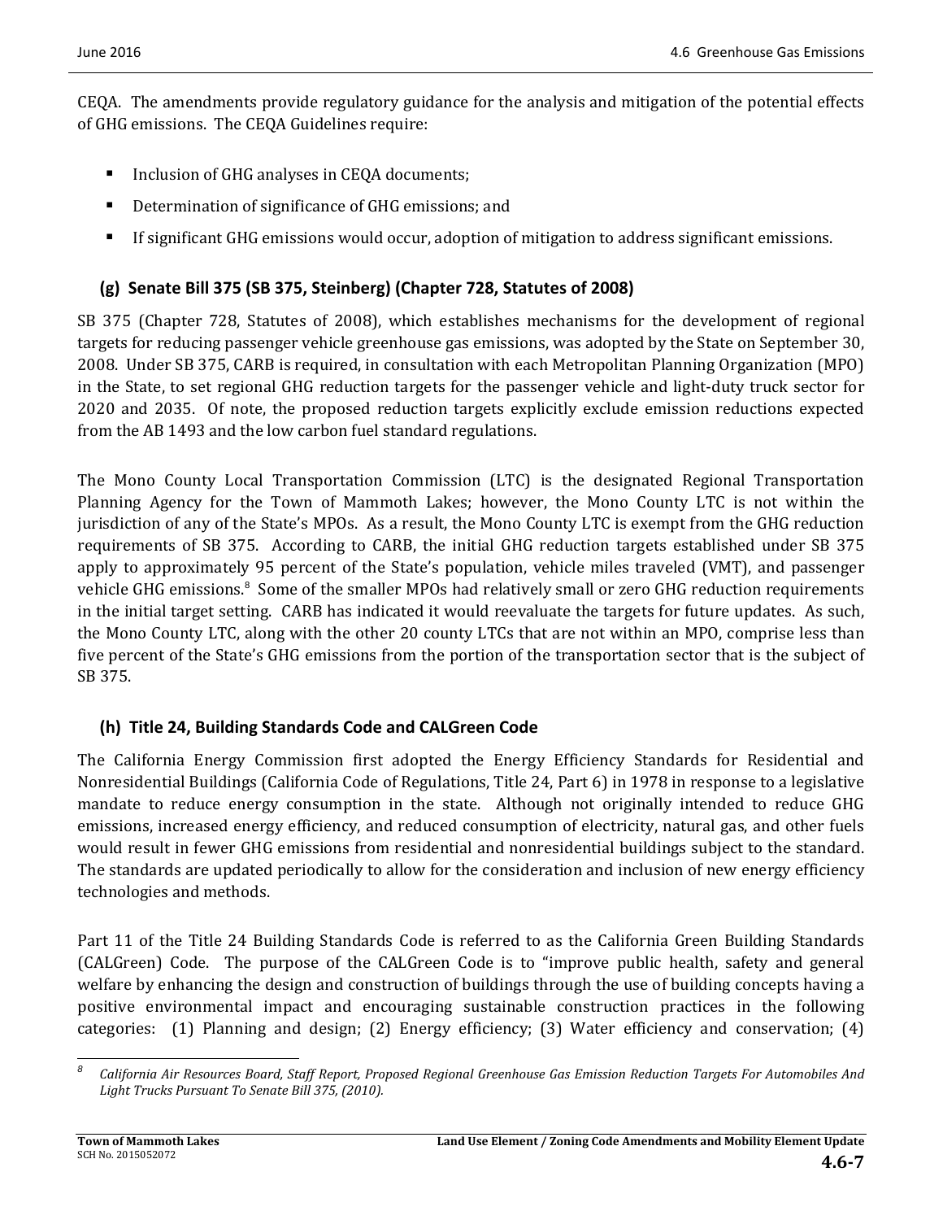CEQA. The amendments provide regulatory guidance for the analysis and mitigation of the potential effects of GHG emissions. The CEQA Guidelines require:

- Inclusion of GHG analyses in CEQA documents;
- Determination of significance of GHG emissions; and
- If significant GHG emissions would occur, adoption of mitigation to address significant emissions.

### (g) Senate Bill 375 (SB 375, Steinberg) (Chapter 728, Statutes of 2008)

SB 375 (Chapter 728, Statutes of 2008), which establishes mechanisms for the development of regional targets for reducing passenger vehicle greenhouse gas emissions, was adopted by the State on September 30, 2008. Under SB 375, CARB is required, in consultation with each Metropolitan Planning Organization (MPO) in the State, to set regional GHG reduction targets for the passenger vehicle and light-duty truck sector for 2020 and 2035. Of note, the proposed reduction targets explicitly exclude emission reductions expected from the AB 1493 and the low carbon fuel standard regulations.

The Mono County Local Transportation Commission (LTC) is the designated Regional Transportation Planning Agency for the Town of Mammoth Lakes; however, the Mono County LTC is not within the jurisdiction of any of the State's MPOs. As a result, the Mono County LTC is exempt from the GHG reduction requirements of SB 375. According to CARB, the initial GHG reduction targets established under SB 375 apply to approximately 95 percent of the State's population, vehicle miles traveled (VMT), and passenger vehicle GHG emissions.[8] Some of the smaller MPOs had relatively small or zero GHG reduction requirements in the initial target setting. CARB has indicated it would reevaluate the targets for future updates. As such, the Mono County LTC, along with the other 20 county LTCs that are not within an MPO, comprise less than five percent of the State's GHG emissions from the portion of the transportation sector that is the subject of SB 375.

### (h) Title 24, Building Standards Code and CALGreen Code

The California Energy Commission first adopted the Energy Efficiency Standards for Residential and Nonresidential Buildings (California Code of Regulations, Title 24, Part 6) in 1978 in response to a legislative mandate to reduce energy consumption in the state. Although not originally intended to reduce GHG emissions, increased energy efficiency, and reduced consumption of electricity, natural gas, and other fuels would result in fewer GHG emissions from residential and nonresidential buildings subject to the standard. The standards are updated periodically to allow for the consideration and inclusion of new energy efficiency technologies and methods.

Part 11 of the Title 24 Building Standards Code is referred to as the California Green Building Standards (CALGreen) Code. The purpose of the CALGreen Code is to "improve public health, safety and general welfare by enhancing the design and construction of buildings through the use of building concepts having a positive environmental impact and encouraging sustainable construction practices in the following categories: (1) Planning and design; (2) Energy efficiency; (3) Water efficiency and conservation; (4)

---

[8] *California Air Resources Board, Staff Report, Proposed Regional Greenhouse Gas Emission Reduction Targets For Automobiles And Light Trucks Pursuant To Senate Bill 375, (2010).*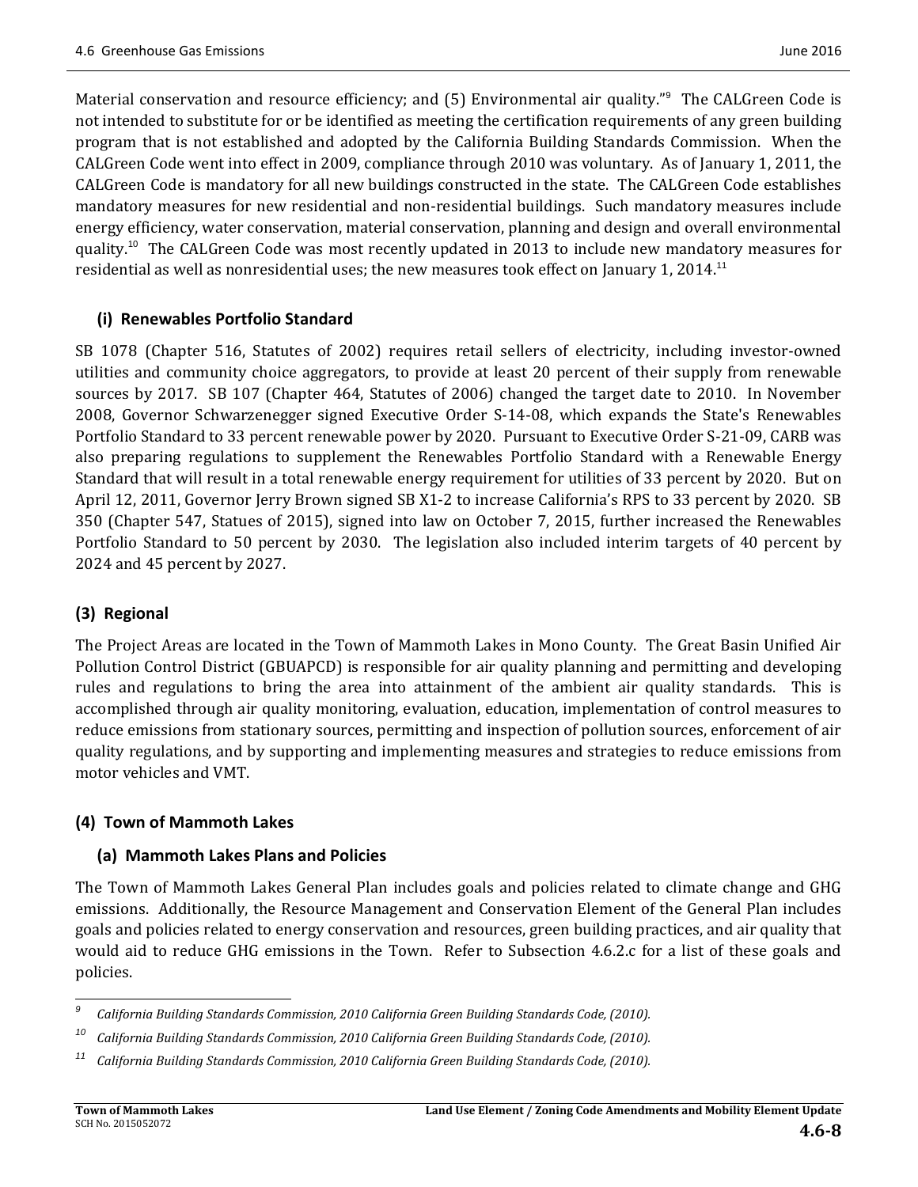Material conservation and resource efficiency; and (5) Environmental air quality."[9] The CALGreen Code is not intended to substitute for or be identified as meeting the certification requirements of any green building program that is not established and adopted by the California Building Standards Commission. When the CALGreen Code went into effect in 2009, compliance through 2010 was voluntary. As of January 1, 2011, the CALGreen Code is mandatory for all new buildings constructed in the state. The CALGreen Code establishes mandatory measures for new residential and non-residential buildings. Such mandatory measures include energy efficiency, water conservation, material conservation, planning and design and overall environmental quality.[10] The CALGreen Code was most recently updated in 2013 to include new mandatory measures for residential as well as nonresidential uses; the new measures took effect on January 1, 2014.[11]

#### (i) Renewables Portfolio Standard

SB 1078 (Chapter 516, Statutes of 2002) requires retail sellers of electricity, including investor-owned utilities and community choice aggregators, to provide at least 20 percent of their supply from renewable sources by 2017. SB 107 (Chapter 464, Statutes of 2006) changed the target date to 2010. In November 2008, Governor Schwarzenegger signed Executive Order S-14-08, which expands the State's Renewables Portfolio Standard to 33 percent renewable power by 2020. Pursuant to Executive Order S-21-09, CARB was also preparing regulations to supplement the Renewables Portfolio Standard with a Renewable Energy Standard that will result in a total renewable energy requirement for utilities of 33 percent by 2020. But on April 12, 2011, Governor Jerry Brown signed SB X1-2 to increase California's RPS to 33 percent by 2020. SB 350 (Chapter 547, Statues of 2015), signed into law on October 7, 2015, further increased the Renewables Portfolio Standard to 50 percent by 2030. The legislation also included interim targets of 40 percent by 2024 and 45 percent by 2027.

### (3) Regional

The Project Areas are located in the Town of Mammoth Lakes in Mono County. The Great Basin Unified Air Pollution Control District (GBUAPCD) is responsible for air quality planning and permitting and developing rules and regulations to bring the area into attainment of the ambient air quality standards. This is accomplished through air quality monitoring, evaluation, education, implementation of control measures to reduce emissions from stationary sources, permitting and inspection of pollution sources, enforcement of air quality regulations, and by supporting and implementing measures and strategies to reduce emissions from motor vehicles and VMT.

### (4) Town of Mammoth Lakes

#### (a) Mammoth Lakes Plans and Policies

The Town of Mammoth Lakes General Plan includes goals and policies related to climate change and GHG emissions. Additionally, the Resource Management and Conservation Element of the General Plan includes goals and policies related to energy conservation and resources, green building practices, and air quality that would aid to reduce GHG emissions in the Town. Refer to Subsection 4.6.2.c for a list of these goals and policies.

---

[9] *California Building Standards Commission, 2010 California Green Building Standards Code, (2010).*

[10] *California Building Standards Commission, 2010 California Green Building Standards Code, (2010).*

[11] *California Building Standards Commission, 2010 California Green Building Standards Code, (2010).*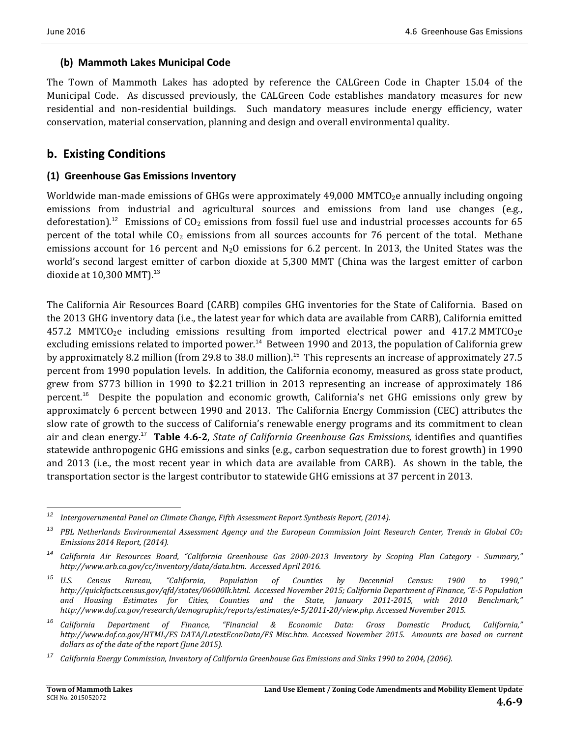### (b) Mammoth Lakes Municipal Code

The Town of Mammoth Lakes has adopted by reference the CALGreen Code in Chapter 15.04 of the Municipal Code. As discussed previously, the CALGreen Code establishes mandatory measures for new residential and non-residential buildings. Such mandatory measures include energy efficiency, water conservation, material conservation, planning and design and overall environmental quality.

## b. Existing Conditions

### (1) Greenhouse Gas Emissions Inventory

Worldwide man-made emissions of GHGs were approximately 49,000 $MMTCO_2e$ annually including ongoing emissions from industrial and agricultural sources and emissions from land use changes (e.g., deforestation).[12] Emissions of $CO_2$ emissions from fossil fuel use and industrial processes accounts for 65 percent of the total while $CO_2$ emissions from all sources accounts for 76 percent of the total. Methane emissions account for 16 percent and $N_2O$ emissions for 6.2 percent. In 2013, the United States was the world's second largest emitter of carbon dioxide at 5,300 MMT (China was the largest emitter of carbon dioxide at 10,300 MMT).[13]

The California Air Resources Board (CARB) compiles GHG inventories for the State of California. Based on the 2013 GHG inventory data (i.e., the latest year for which data are available from CARB), California emitted 457.2 $MMTCO_2e$ including emissions resulting from imported electrical power and 417.2 $MMTCO_2e$ excluding emissions related to imported power.[14] Between 1990 and 2013, the population of California grew by approximately 8.2 million (from 29.8 to 38.0 million).[15] This represents an increase of approximately 27.5 percent from 1990 population levels. In addition, the California economy, measured as gross state product, grew from $773 billion in 1990 to $2.21 trillion in 2013 representing an increase of approximately 186 percent.[16] Despite the population and economic growth, California's net GHG emissions only grew by approximately 6 percent between 1990 and 2013. The California Energy Commission (CEC) attributes the slow rate of growth to the success of California's renewable energy programs and its commitment to clean air and clean energy.[17] **Table 4.6-2**, *State of California Greenhouse Gas Emissions,* identifies and quantifies statewide anthropogenic GHG emissions and sinks (e.g., carbon sequestration due to forest growth) in 1990 and 2013 (i.e., the most recent year in which data are available from CARB). As shown in the table, the transportation sector is the largest contributor to statewide GHG emissions at 37 percent in 2013.

---

[12] *Intergovernmental Panel on Climate Change, Fifth Assessment Report Synthesis Report, (2014).*

[13] *PBL Netherlands Environmental Assessment Agency and the European Commission Joint Research Center, Trends in Global $CO_2$ Emissions 2014 Report, (2014).*

[14] *California Air Resources Board, "California Greenhouse Gas 2000-2013 Inventory by Scoping Plan Category - Summary," http://www.arb.ca.gov/cc/inventory/data/data.htm. Accessed April 2016.*

[15] *U.S. Census Bureau, "California, Population of Counties by Decennial Census: 1900 to 1990," http://quickfacts.census.gov/qfd/states/06000lk.html. Accessed November 2015; California Department of Finance, "E-5 Population and Housing Estimates for Cities, Counties and the State, January 2011-2015, with 2010 Benchmark," http://www.dof.ca.gov/research/demographic/reports/estimates/e-5/2011-20/view.php. Accessed November 2015.*

[16] *California Department of Finance, "Financial & Economic Data: Gross Domestic Product, California," http://www.dof.ca.gov/HTML/FS_DATA/LatestEconData/FS_Misc.htm. Accessed November 2015. Amounts are based on current dollars as of the date of the report (June 2015).*

[17] *California Energy Commission, Inventory of California Greenhouse Gas Emissions and Sinks 1990 to 2004, (2006).*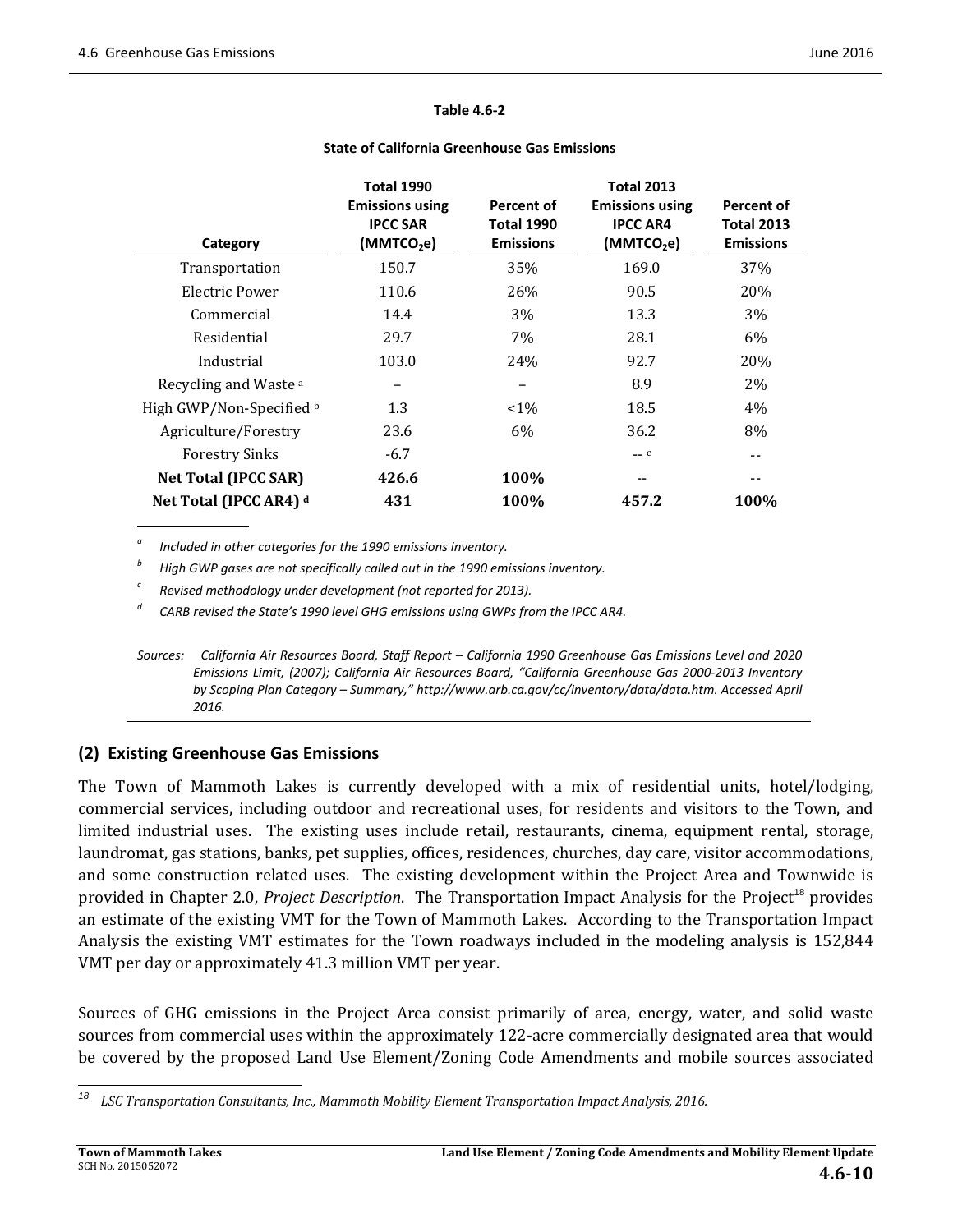**Table 4.6-2**

**State of California Greenhouse Gas Emissions**

| Category | Total 1990 Emissions using IPCC SAR ($MMTCO_2e$) | Percent of Total 1990 Emissions | Total 2013 Emissions using IPCC AR4 ($MMTCO_2e$) | Percent of Total 2013 Emissions |
|---|---|---|---|---|
| Transportation | 150.7 | 35% | 169.0 | 37% |
| Electric Power | 110.6 | 26% | 90.5 | 20% |
| Commercial | 14.4 | 3% | 13.3 | 3% |
| Residential | 29.7 | 7% | 28.1 | 6% |
| Industrial | 103.0 | 24% | 92.7 | 20% |
| Recycling and Waste [a] | – | – | 8.9 | 2% |
| High GWP/Non-Specified [b] | 1.3 | <1% | 18.5 | 4% |
| Agriculture/Forestry | 23.6 | 6% | 36.2 | 8% |
| Forestry Sinks | -6.7 | | -- [c] | -- |
| **Net Total (IPCC SAR)** | **426.6** | **100%** | -- | -- |
| **Net Total (IPCC AR4)** [d] | **431** | **100%** | **457.2** | **100%** |

[a] *Included in other categories for the 1990 emissions inventory.*

[b] *High GWP gases are not specifically called out in the 1990 emissions inventory.*

[c] *Revised methodology under development (not reported for 2013).*

[d] *CARB revised the State's 1990 level GHG emissions using GWPs from the IPCC AR4.*

*Sources: California Air Resources Board, Staff Report – California 1990 Greenhouse Gas Emissions Level and 2020 Emissions Limit, (2007); California Air Resources Board, "California Greenhouse Gas 2000-2013 Inventory by Scoping Plan Category – Summary," http://www.arb.ca.gov/cc/inventory/data/data.htm. Accessed April 2016.*

## (2) Existing Greenhouse Gas Emissions

The Town of Mammoth Lakes is currently developed with a mix of residential units, hotel/lodging, commercial services, including outdoor and recreational uses, for residents and visitors to the Town, and limited industrial uses. The existing uses include retail, restaurants, cinema, equipment rental, storage, laundromat, gas stations, banks, pet supplies, offices, residences, churches, day care, visitor accommodations, and some construction related uses. The existing development within the Project Area and Townwide is provided in Chapter 2.0, *Project Description*. The Transportation Impact Analysis for the Project[18] provides an estimate of the existing VMT for the Town of Mammoth Lakes. According to the Transportation Impact Analysis the existing VMT estimates for the Town roadways included in the modeling analysis is 152,844 VMT per day or approximately 41.3 million VMT per year.

Sources of GHG emissions in the Project Area consist primarily of area, energy, water, and solid waste sources from commercial uses within the approximately 122-acre commercially designated area that would be covered by the proposed Land Use Element/Zoning Code Amendments and mobile sources associated

[18] *LSC Transportation Consultants, Inc., Mammoth Mobility Element Transportation Impact Analysis, 2016.*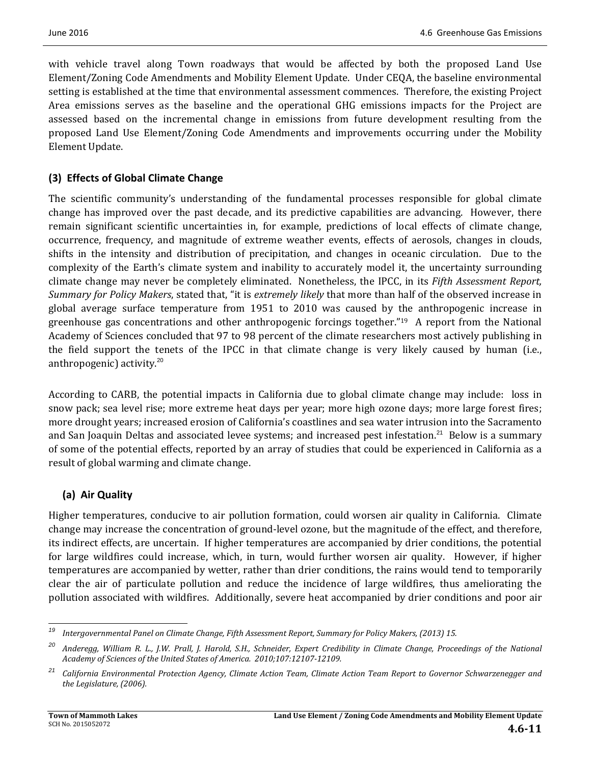with vehicle travel along Town roadways that would be affected by both the proposed Land Use Element/Zoning Code Amendments and Mobility Element Update. Under CEQA, the baseline environmental setting is established at the time that environmental assessment commences. Therefore, the existing Project Area emissions serves as the baseline and the operational GHG emissions impacts for the Project are assessed based on the incremental change in emissions from future development resulting from the proposed Land Use Element/Zoning Code Amendments and improvements occurring under the Mobility Element Update.

### (3) Effects of Global Climate Change

The scientific community's understanding of the fundamental processes responsible for global climate change has improved over the past decade, and its predictive capabilities are advancing. However, there remain significant scientific uncertainties in, for example, predictions of local effects of climate change, occurrence, frequency, and magnitude of extreme weather events, effects of aerosols, changes in clouds, shifts in the intensity and distribution of precipitation, and changes in oceanic circulation. Due to the complexity of the Earth's climate system and inability to accurately model it, the uncertainty surrounding climate change may never be completely eliminated. Nonetheless, the IPCC, in its *Fifth Assessment Report, Summary for Policy Makers*, stated that, "it is *extremely likely* that more than half of the observed increase in global average surface temperature from 1951 to 2010 was caused by the anthropogenic increase in greenhouse gas concentrations and other anthropogenic forcings together."[19] A report from the National Academy of Sciences concluded that 97 to 98 percent of the climate researchers most actively publishing in the field support the tenets of the IPCC in that climate change is very likely caused by human (i.e., anthropogenic) activity.[20]

According to CARB, the potential impacts in California due to global climate change may include: loss in snow pack; sea level rise; more extreme heat days per year; more high ozone days; more large forest fires; more drought years; increased erosion of California's coastlines and sea water intrusion into the Sacramento and San Joaquin Deltas and associated levee systems; and increased pest infestation.[21] Below is a summary of some of the potential effects, reported by an array of studies that could be experienced in California as a result of global warming and climate change.

#### (a) Air Quality

Higher temperatures, conducive to air pollution formation, could worsen air quality in California. Climate change may increase the concentration of ground-level ozone, but the magnitude of the effect, and therefore, its indirect effects, are uncertain. If higher temperatures are accompanied by drier conditions, the potential for large wildfires could increase, which, in turn, would further worsen air quality. However, if higher temperatures are accompanied by wetter, rather than drier conditions, the rains would tend to temporarily clear the air of particulate pollution and reduce the incidence of large wildfires, thus ameliorating the pollution associated with wildfires. Additionally, severe heat accompanied by drier conditions and poor air

---

[19] *Intergovernmental Panel on Climate Change, Fifth Assessment Report, Summary for Policy Makers, (2013) 15.*

[20] *Anderegg, William R. L., J.W. Prall, J. Harold, S.H., Schneider, Expert Credibility in Climate Change, Proceedings of the National Academy of Sciences of the United States of America. 2010;107:12107-12109.*

[21] *California Environmental Protection Agency, Climate Action Team, Climate Action Team Report to Governor Schwarzenegger and the Legislature, (2006).*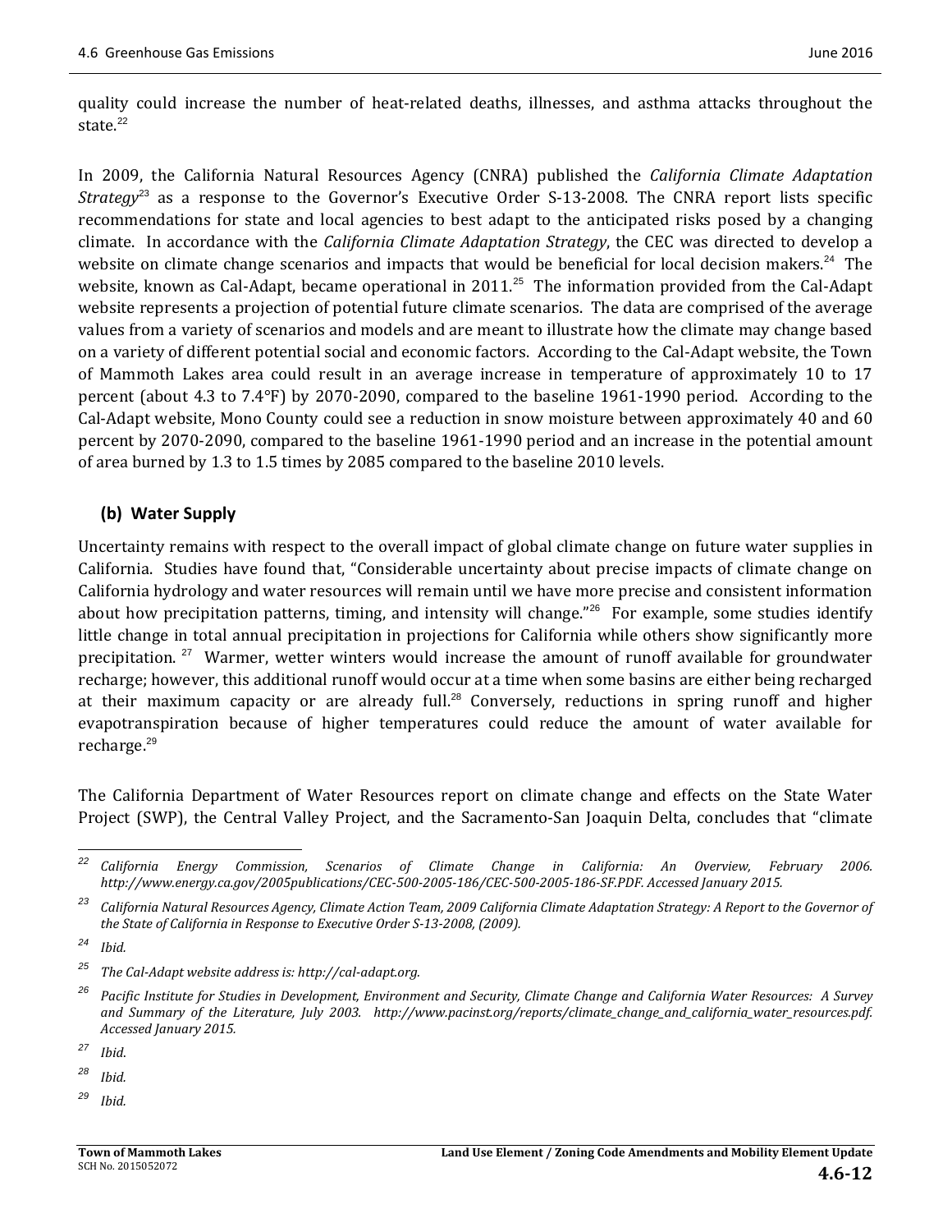quality could increase the number of heat-related deaths, illnesses, and asthma attacks throughout the state.[22]

In 2009, the California Natural Resources Agency (CNRA) published the *California Climate Adaptation Strategy*[23] as a response to the Governor's Executive Order S-13-2008. The CNRA report lists specific recommendations for state and local agencies to best adapt to the anticipated risks posed by a changing climate. In accordance with the *California Climate Adaptation Strategy*, the CEC was directed to develop a website on climate change scenarios and impacts that would be beneficial for local decision makers.[24] The website, known as Cal-Adapt, became operational in 2011.[25] The information provided from the Cal-Adapt website represents a projection of potential future climate scenarios. The data are comprised of the average values from a variety of scenarios and models and are meant to illustrate how the climate may change based on a variety of different potential social and economic factors. According to the Cal-Adapt website, the Town of Mammoth Lakes area could result in an average increase in temperature of approximately 10 to 17 percent (about 4.3 to 7.4°F) by 2070-2090, compared to the baseline 1961-1990 period. According to the Cal-Adapt website, Mono County could see a reduction in snow moisture between approximately 40 and 60 percent by 2070-2090, compared to the baseline 1961-1990 period and an increase in the potential amount of area burned by 1.3 to 1.5 times by 2085 compared to the baseline 2010 levels.

### (b) Water Supply

Uncertainty remains with respect to the overall impact of global climate change on future water supplies in California. Studies have found that, "Considerable uncertainty about precise impacts of climate change on California hydrology and water resources will remain until we have more precise and consistent information about how precipitation patterns, timing, and intensity will change."[26] For example, some studies identify little change in total annual precipitation in projections for California while others show significantly more precipitation.[27] Warmer, wetter winters would increase the amount of runoff available for groundwater recharge; however, this additional runoff would occur at a time when some basins are either being recharged at their maximum capacity or are already full.[28] Conversely, reductions in spring runoff and higher evapotranspiration because of higher temperatures could reduce the amount of water available for recharge.[29]

The California Department of Water Resources report on climate change and effects on the State Water Project (SWP), the Central Valley Project, and the Sacramento-San Joaquin Delta, concludes that "climate

---

[22] *California Energy Commission, Scenarios of Climate Change in California: An Overview, February 2006. http://www.energy.ca.gov/2005publications/CEC-500-2005-186/CEC-500-2005-186-SF.PDF. Accessed January 2015.*

[23] *California Natural Resources Agency, Climate Action Team, 2009 California Climate Adaptation Strategy: A Report to the Governor of the State of California in Response to Executive Order S-13-2008, (2009).*

[24] *Ibid.*

[25] *The Cal-Adapt website address is: http://cal-adapt.org.*

[26] *Pacific Institute for Studies in Development, Environment and Security, Climate Change and California Water Resources: A Survey and Summary of the Literature, July 2003. http://www.pacinst.org/reports/climate_change_and_california_water_resources.pdf. Accessed January 2015.*

[27] *Ibid.*

[28] *Ibid.*

[29] *Ibid.*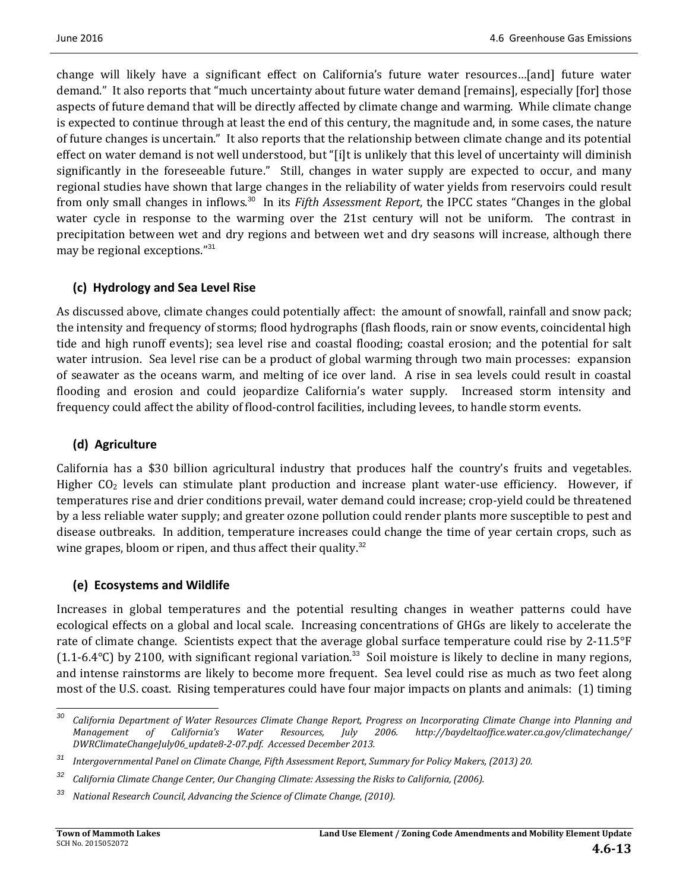change will likely have a significant effect on California's future water resources…[and] future water demand." It also reports that "much uncertainty about future water demand [remains], especially [for] those aspects of future demand that will be directly affected by climate change and warming. While climate change is expected to continue through at least the end of this century, the magnitude and, in some cases, the nature of future changes is uncertain." It also reports that the relationship between climate change and its potential effect on water demand is not well understood, but "[i]t is unlikely that this level of uncertainty will diminish significantly in the foreseeable future." Still, changes in water supply are expected to occur, and many regional studies have shown that large changes in the reliability of water yields from reservoirs could result from only small changes in inflows.[30] In its *Fifth Assessment Report*, the IPCC states "Changes in the global water cycle in response to the warming over the 21st century will not be uniform. The contrast in precipitation between wet and dry regions and between wet and dry seasons will increase, although there may be regional exceptions."[31]

### (c) Hydrology and Sea Level Rise

As discussed above, climate changes could potentially affect: the amount of snowfall, rainfall and snow pack; the intensity and frequency of storms; flood hydrographs (flash floods, rain or snow events, coincidental high tide and high runoff events); sea level rise and coastal flooding; coastal erosion; and the potential for salt water intrusion. Sea level rise can be a product of global warming through two main processes: expansion of seawater as the oceans warm, and melting of ice over land. A rise in sea levels could result in coastal flooding and erosion and could jeopardize California's water supply. Increased storm intensity and frequency could affect the ability of flood-control facilities, including levees, to handle storm events.

### (d) Agriculture

California has a $30 billion agricultural industry that produces half the country's fruits and vegetables. Higher $CO_2$ levels can stimulate plant production and increase plant water-use efficiency. However, if temperatures rise and drier conditions prevail, water demand could increase; crop-yield could be threatened by a less reliable water supply; and greater ozone pollution could render plants more susceptible to pest and disease outbreaks. In addition, temperature increases could change the time of year certain crops, such as wine grapes, bloom or ripen, and thus affect their quality.[32]

### (e) Ecosystems and Wildlife

Increases in global temperatures and the potential resulting changes in weather patterns could have ecological effects on a global and local scale. Increasing concentrations of GHGs are likely to accelerate the rate of climate change. Scientists expect that the average global surface temperature could rise by 2-11.5°F (1.1-6.4°C) by 2100, with significant regional variation.[33] Soil moisture is likely to decline in many regions, and intense rainstorms are likely to become more frequent. Sea level could rise as much as two feet along most of the U.S. coast. Rising temperatures could have four major impacts on plants and animals: (1) timing

---

[30] *California Department of Water Resources Climate Change Report, Progress on Incorporating Climate Change into Planning and Management of California's Water Resources, July 2006. http://baydeltaoffice.water.ca.gov/climatechange/DWRClimateChangeJuly06_update8-2-07.pdf. Accessed December 2013.*

[31] *Intergovernmental Panel on Climate Change, Fifth Assessment Report, Summary for Policy Makers, (2013) 20.*

[32] *California Climate Change Center, Our Changing Climate: Assessing the Risks to California, (2006).*

[33] *National Research Council, Advancing the Science of Climate Change, (2010).*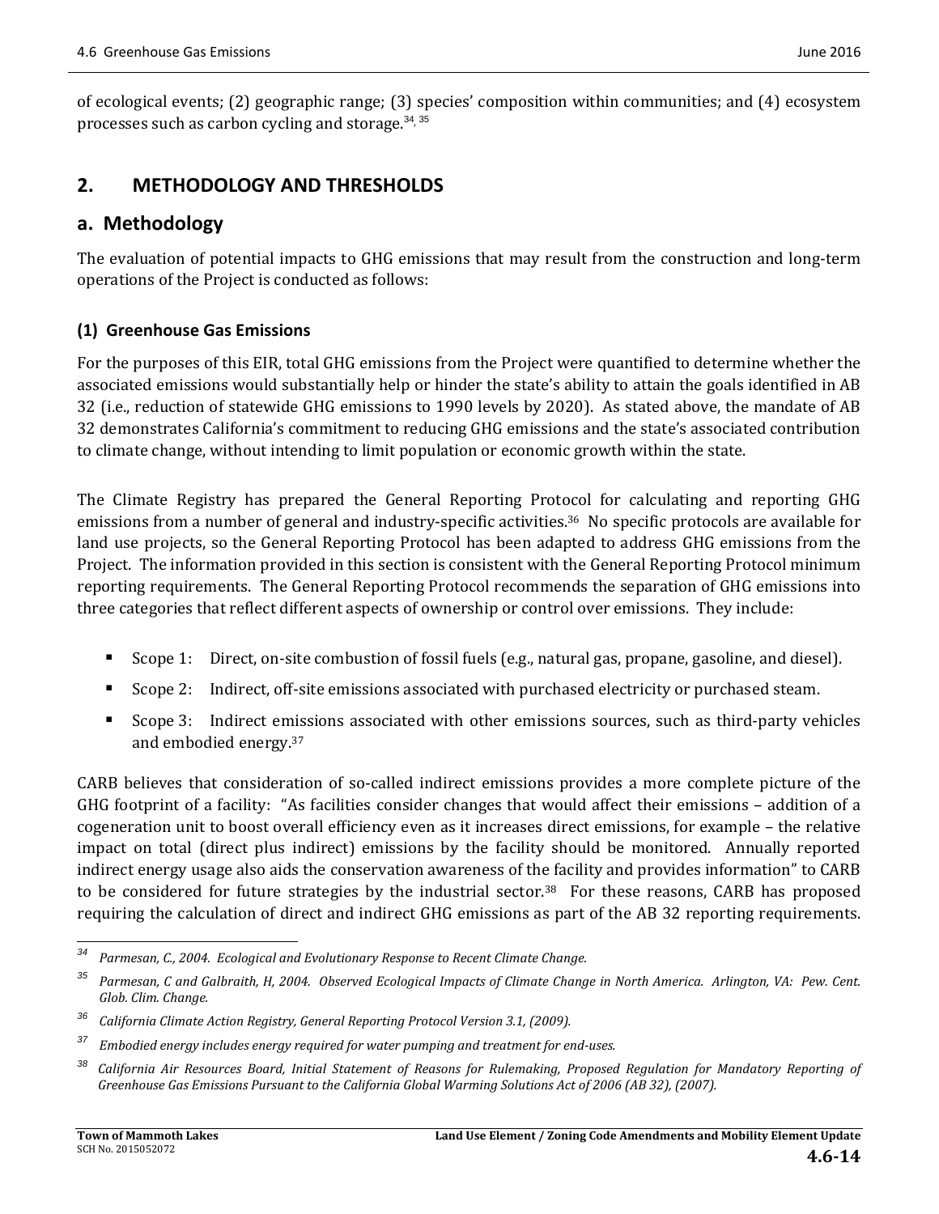of ecological events; (2) geographic range; (3) species' composition within communities; and (4) ecosystem processes such as carbon cycling and storage.[34, 35]

## 2. METHODOLOGY AND THRESHOLDS

### a. Methodology

The evaluation of potential impacts to GHG emissions that may result from the construction and long-term operations of the Project is conducted as follows:

#### (1) Greenhouse Gas Emissions

For the purposes of this EIR, total GHG emissions from the Project were quantified to determine whether the associated emissions would substantially help or hinder the state's ability to attain the goals identified in AB 32 (i.e., reduction of statewide GHG emissions to 1990 levels by 2020). As stated above, the mandate of AB 32 demonstrates California's commitment to reducing GHG emissions and the state's associated contribution to climate change, without intending to limit population or economic growth within the state.

The Climate Registry has prepared the General Reporting Protocol for calculating and reporting GHG emissions from a number of general and industry-specific activities.[36] No specific protocols are available for land use projects, so the General Reporting Protocol has been adapted to address GHG emissions from the Project. The information provided in this section is consistent with the General Reporting Protocol minimum reporting requirements. The General Reporting Protocol recommends the separation of GHG emissions into three categories that reflect different aspects of ownership or control over emissions. They include:

- Scope 1: Direct, on-site combustion of fossil fuels (e.g., natural gas, propane, gasoline, and diesel).
- Scope 2: Indirect, off-site emissions associated with purchased electricity or purchased steam.
- Scope 3: Indirect emissions associated with other emissions sources, such as third-party vehicles and embodied energy.[37]

CARB believes that consideration of so-called indirect emissions provides a more complete picture of the GHG footprint of a facility: "As facilities consider changes that would affect their emissions – addition of a cogeneration unit to boost overall efficiency even as it increases direct emissions, for example – the relative impact on total (direct plus indirect) emissions by the facility should be monitored. Annually reported indirect energy usage also aids the conservation awareness of the facility and provides information" to CARB to be considered for future strategies by the industrial sector.[38] For these reasons, CARB has proposed requiring the calculation of direct and indirect GHG emissions as part of the AB 32 reporting requirements.

---

[34] *Parmesan, C., 2004. Ecological and Evolutionary Response to Recent Climate Change.*

[35] *Parmesan, C and Galbraith, H, 2004. Observed Ecological Impacts of Climate Change in North America. Arlington, VA: Pew. Cent. Glob. Clim. Change.*

[36] *California Climate Action Registry, General Reporting Protocol Version 3.1, (2009).*

[37] *Embodied energy includes energy required for water pumping and treatment for end-uses.*

[38] *California Air Resources Board, Initial Statement of Reasons for Rulemaking, Proposed Regulation for Mandatory Reporting of Greenhouse Gas Emissions Pursuant to the California Global Warming Solutions Act of 2006 (AB 32), (2007).*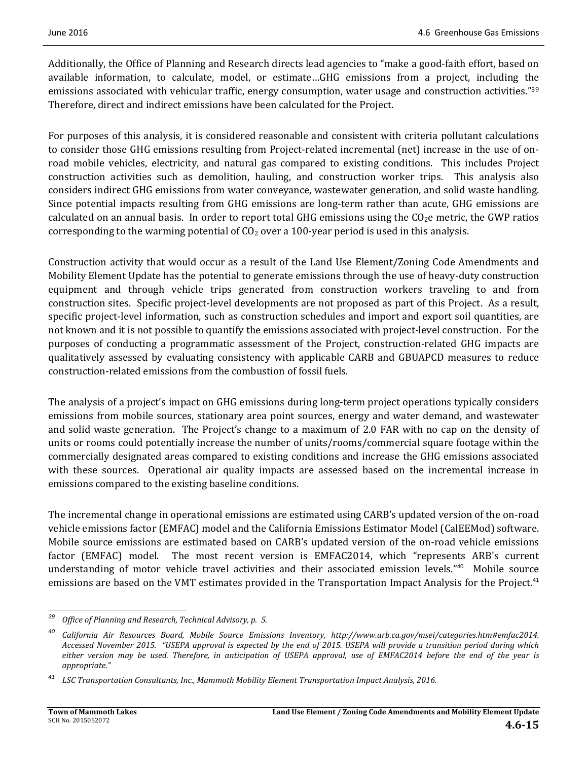Additionally, the Office of Planning and Research directs lead agencies to "make a good-faith effort, based on available information, to calculate, model, or estimate…GHG emissions from a project, including the emissions associated with vehicular traffic, energy consumption, water usage and construction activities."[39] Therefore, direct and indirect emissions have been calculated for the Project.

For purposes of this analysis, it is considered reasonable and consistent with criteria pollutant calculations to consider those GHG emissions resulting from Project-related incremental (net) increase in the use of on-road mobile vehicles, electricity, and natural gas compared to existing conditions. This includes Project construction activities such as demolition, hauling, and construction worker trips. This analysis also considers indirect GHG emissions from water conveyance, wastewater generation, and solid waste handling. Since potential impacts resulting from GHG emissions are long-term rather than acute, GHG emissions are calculated on an annual basis. In order to report total GHG emissions using the $CO_2e$ metric, the GWP ratios corresponding to the warming potential of $CO_2$ over a 100-year period is used in this analysis.

Construction activity that would occur as a result of the Land Use Element/Zoning Code Amendments and Mobility Element Update has the potential to generate emissions through the use of heavy-duty construction equipment and through vehicle trips generated from construction workers traveling to and from construction sites. Specific project-level developments are not proposed as part of this Project. As a result, specific project-level information, such as construction schedules and import and export soil quantities, are not known and it is not possible to quantify the emissions associated with project-level construction. For the purposes of conducting a programmatic assessment of the Project, construction-related GHG impacts are qualitatively assessed by evaluating consistency with applicable CARB and GBUAPCD measures to reduce construction-related emissions from the combustion of fossil fuels.

The analysis of a project's impact on GHG emissions during long-term project operations typically considers emissions from mobile sources, stationary area point sources, energy and water demand, and wastewater and solid waste generation. The Project's change to a maximum of 2.0 FAR with no cap on the density of units or rooms could potentially increase the number of units/rooms/commercial square footage within the commercially designated areas compared to existing conditions and increase the GHG emissions associated with these sources. Operational air quality impacts are assessed based on the incremental increase in emissions compared to the existing baseline conditions.

The incremental change in operational emissions are estimated using CARB's updated version of the on-road vehicle emissions factor (EMFAC) model and the California Emissions Estimator Model (CalEEMod) software. Mobile source emissions are estimated based on CARB's updated version of the on-road vehicle emissions factor (EMFAC) model. The most recent version is EMFAC2014, which "represents ARB's current understanding of motor vehicle travel activities and their associated emission levels."[40] Mobile source emissions are based on the VMT estimates provided in the Transportation Impact Analysis for the Project.[41]

---

[39] *Office of Planning and Research, Technical Advisory, p. 5.*

[40] *California Air Resources Board, Mobile Source Emissions Inventory, http://www.arb.ca.gov/msei/categories.htm#emfac2014. Accessed November 2015. "USEPA approval is expected by the end of 2015. USEPA will provide a transition period during which either version may be used. Therefore, in anticipation of USEPA approval, use of EMFAC2014 before the end of the year is appropriate."*

[41] *LSC Transportation Consultants, Inc., Mammoth Mobility Element Transportation Impact Analysis, 2016.*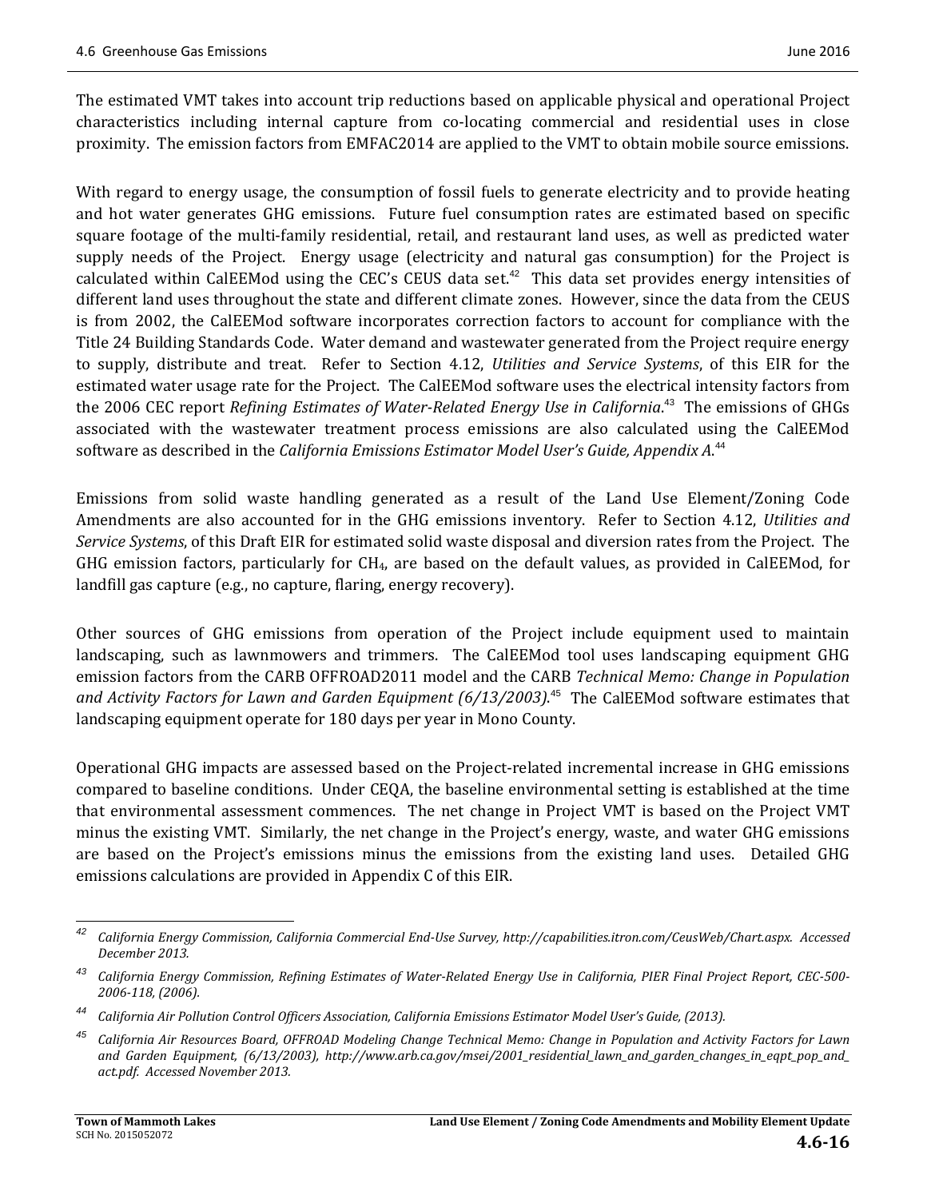The estimated VMT takes into account trip reductions based on applicable physical and operational Project characteristics including internal capture from co-locating commercial and residential uses in close proximity. The emission factors from EMFAC2014 are applied to the VMT to obtain mobile source emissions.

With regard to energy usage, the consumption of fossil fuels to generate electricity and to provide heating and hot water generates GHG emissions. Future fuel consumption rates are estimated based on specific square footage of the multi-family residential, retail, and restaurant land uses, as well as predicted water supply needs of the Project. Energy usage (electricity and natural gas consumption) for the Project is calculated within CalEEMod using the CEC's CEUS data set.[42] This data set provides energy intensities of different land uses throughout the state and different climate zones. However, since the data from the CEUS is from 2002, the CalEEMod software incorporates correction factors to account for compliance with the Title 24 Building Standards Code. Water demand and wastewater generated from the Project require energy to supply, distribute and treat. Refer to Section 4.12, *Utilities and Service Systems*, of this EIR for the estimated water usage rate for the Project. The CalEEMod software uses the electrical intensity factors from the 2006 CEC report *Refining Estimates of Water-Related Energy Use in California*.[43] The emissions of GHGs associated with the wastewater treatment process emissions are also calculated using the CalEEMod software as described in the *California Emissions Estimator Model User's Guide, Appendix A*.[44]

Emissions from solid waste handling generated as a result of the Land Use Element/Zoning Code Amendments are also accounted for in the GHG emissions inventory. Refer to Section 4.12, *Utilities and Service Systems*, of this Draft EIR for estimated solid waste disposal and diversion rates from the Project. The GHG emission factors, particularly for $CH_4$, are based on the default values, as provided in CalEEMod, for landfill gas capture (e.g., no capture, flaring, energy recovery).

Other sources of GHG emissions from operation of the Project include equipment used to maintain landscaping, such as lawnmowers and trimmers. The CalEEMod tool uses landscaping equipment GHG emission factors from the CARB OFFROAD2011 model and the CARB *Technical Memo: Change in Population and Activity Factors for Lawn and Garden Equipment (6/13/2003)*.[45] The CalEEMod software estimates that landscaping equipment operate for 180 days per year in Mono County.

Operational GHG impacts are assessed based on the Project-related incremental increase in GHG emissions compared to baseline conditions. Under CEQA, the baseline environmental setting is established at the time that environmental assessment commences. The net change in Project VMT is based on the Project VMT minus the existing VMT. Similarly, the net change in the Project's energy, waste, and water GHG emissions are based on the Project's emissions minus the emissions from the existing land uses. Detailed GHG emissions calculations are provided in Appendix C of this EIR.

---

[42] *California Energy Commission, California Commercial End-Use Survey, http://capabilities.itron.com/CeusWeb/Chart.aspx. Accessed December 2013.*

[43] *California Energy Commission, Refining Estimates of Water-Related Energy Use in California, PIER Final Project Report, CEC-500-2006-118, (2006).*

[44] *California Air Pollution Control Officers Association, California Emissions Estimator Model User's Guide, (2013).*

[45] *California Air Resources Board, OFFROAD Modeling Change Technical Memo: Change in Population and Activity Factors for Lawn and Garden Equipment, (6/13/2003), http://www.arb.ca.gov/msei/2001_residential_lawn_and_garden_changes_in_eqpt_pop_and_act.pdf. Accessed November 2013.*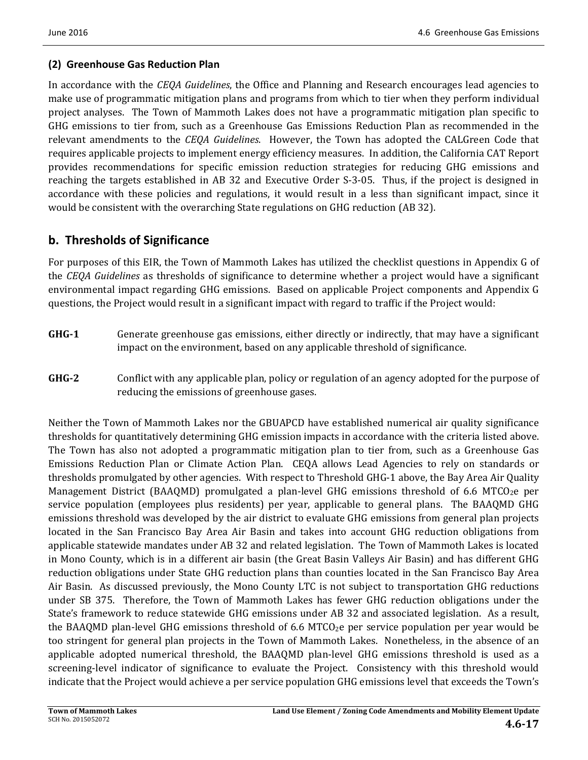### (2) Greenhouse Gas Reduction Plan

In accordance with the *CEQA Guidelines*, the Office and Planning and Research encourages lead agencies to make use of programmatic mitigation plans and programs from which to tier when they perform individual project analyses. The Town of Mammoth Lakes does not have a programmatic mitigation plan specific to GHG emissions to tier from, such as a Greenhouse Gas Emissions Reduction Plan as recommended in the relevant amendments to the *CEQA Guidelines*. However, the Town has adopted the CALGreen Code that requires applicable projects to implement energy efficiency measures. In addition, the California CAT Report provides recommendations for specific emission reduction strategies for reducing GHG emissions and reaching the targets established in AB 32 and Executive Order S-3-05. Thus, if the project is designed in accordance with these policies and regulations, it would result in a less than significant impact, since it would be consistent with the overarching State regulations on GHG reduction (AB 32).

## b. Thresholds of Significance

For purposes of this EIR, the Town of Mammoth Lakes has utilized the checklist questions in Appendix G of the *CEQA Guidelines* as thresholds of significance to determine whether a project would have a significant environmental impact regarding GHG emissions. Based on applicable Project components and Appendix G questions, the Project would result in a significant impact with regard to traffic if the Project would:

**GHG-1** Generate greenhouse gas emissions, either directly or indirectly, that may have a significant impact on the environment, based on any applicable threshold of significance.

**GHG-2** Conflict with any applicable plan, policy or regulation of an agency adopted for the purpose of reducing the emissions of greenhouse gases.

Neither the Town of Mammoth Lakes nor the GBUAPCD have established numerical air quality significance thresholds for quantitatively determining GHG emission impacts in accordance with the criteria listed above. The Town has also not adopted a programmatic mitigation plan to tier from, such as a Greenhouse Gas Emissions Reduction Plan or Climate Action Plan. CEQA allows Lead Agencies to rely on standards or thresholds promulgated by other agencies. With respect to Threshold GHG-1 above, the Bay Area Air Quality Management District (BAAQMD) promulgated a plan-level GHG emissions threshold of 6.6 $MTCO_2e$ per service population (employees plus residents) per year, applicable to general plans. The BAAQMD GHG emissions threshold was developed by the air district to evaluate GHG emissions from general plan projects located in the San Francisco Bay Area Air Basin and takes into account GHG reduction obligations from applicable statewide mandates under AB 32 and related legislation. The Town of Mammoth Lakes is located in Mono County, which is in a different air basin (the Great Basin Valleys Air Basin) and has different GHG reduction obligations under State GHG reduction plans than counties located in the San Francisco Bay Area Air Basin. As discussed previously, the Mono County LTC is not subject to transportation GHG reductions under SB 375. Therefore, the Town of Mammoth Lakes has fewer GHG reduction obligations under the State's framework to reduce statewide GHG emissions under AB 32 and associated legislation. As a result, the BAAQMD plan-level GHG emissions threshold of 6.6 $MTCO_2e$ per service population per year would be too stringent for general plan projects in the Town of Mammoth Lakes. Nonetheless, in the absence of an applicable adopted numerical threshold, the BAAQMD plan-level GHG emissions threshold is used as a screening-level indicator of significance to evaluate the Project. Consistency with this threshold would indicate that the Project would achieve a per service population GHG emissions level that exceeds the Town's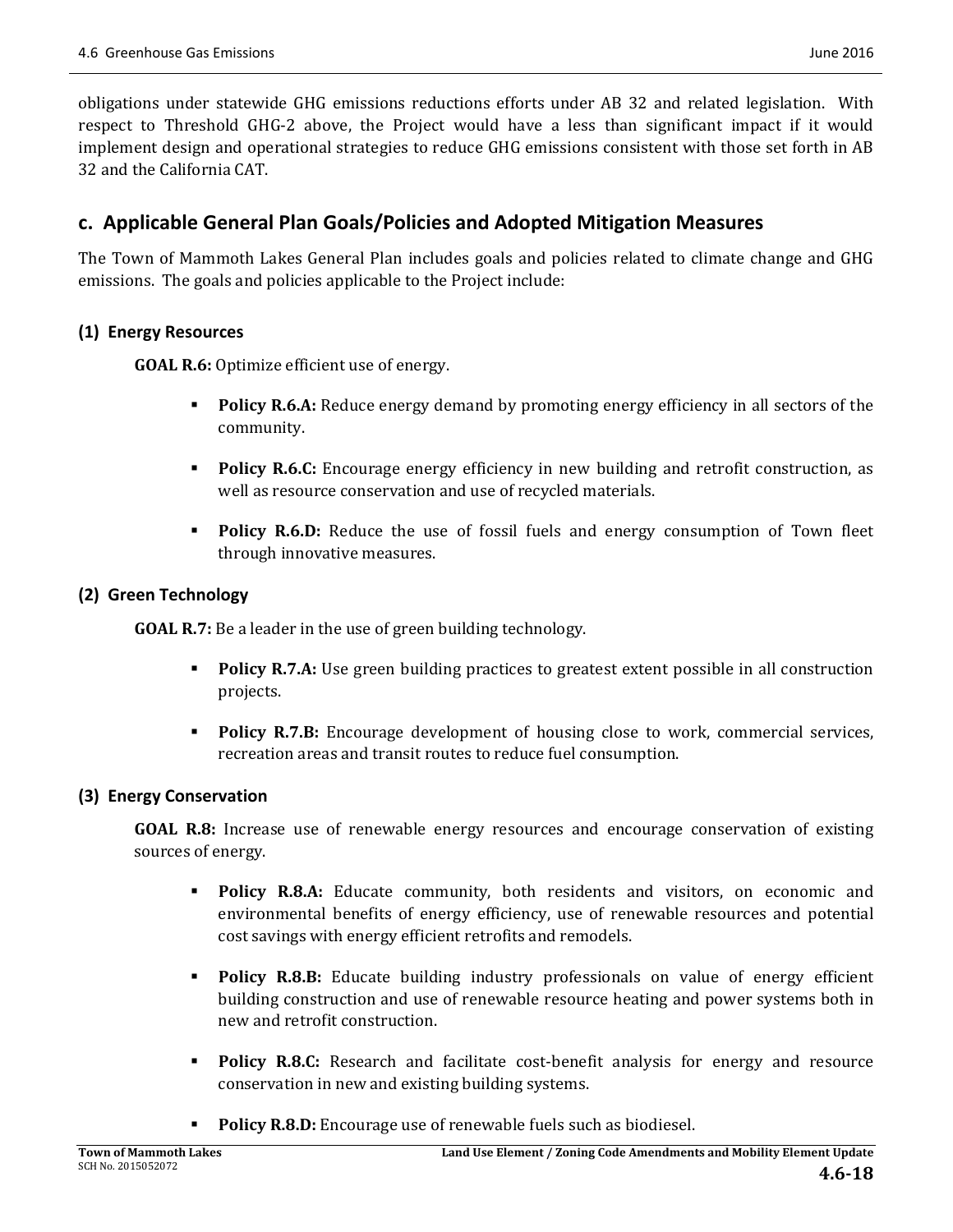obligations under statewide GHG emissions reductions efforts under AB 32 and related legislation. With respect to Threshold GHG-2 above, the Project would have a less than significant impact if it would implement design and operational strategies to reduce GHG emissions consistent with those set forth in AB 32 and the California CAT.

## c. Applicable General Plan Goals/Policies and Adopted Mitigation Measures

The Town of Mammoth Lakes General Plan includes goals and policies related to climate change and GHG emissions. The goals and policies applicable to the Project include:

### (1) Energy Resources

**GOAL R.6:** Optimize efficient use of energy.

- **Policy R.6.A:** Reduce energy demand by promoting energy efficiency in all sectors of the community.
- **Policy R.6.C:** Encourage energy efficiency in new building and retrofit construction, as well as resource conservation and use of recycled materials.
- **Policy R.6.D:** Reduce the use of fossil fuels and energy consumption of Town fleet through innovative measures.

### (2) Green Technology

**GOAL R.7:** Be a leader in the use of green building technology.

- **Policy R.7.A:** Use green building practices to greatest extent possible in all construction projects.
- **Policy R.7.B:** Encourage development of housing close to work, commercial services, recreation areas and transit routes to reduce fuel consumption.

### (3) Energy Conservation

**GOAL R.8:** Increase use of renewable energy resources and encourage conservation of existing sources of energy.

- **Policy R.8.A:** Educate community, both residents and visitors, on economic and environmental benefits of energy efficiency, use of renewable resources and potential cost savings with energy efficient retrofits and remodels.
- **Policy R.8.B:** Educate building industry professionals on value of energy efficient building construction and use of renewable resource heating and power systems both in new and retrofit construction.
- **Policy R.8.C:** Research and facilitate cost-benefit analysis for energy and resource conservation in new and existing building systems.
- **Policy R.8.D:** Encourage use of renewable fuels such as biodiesel.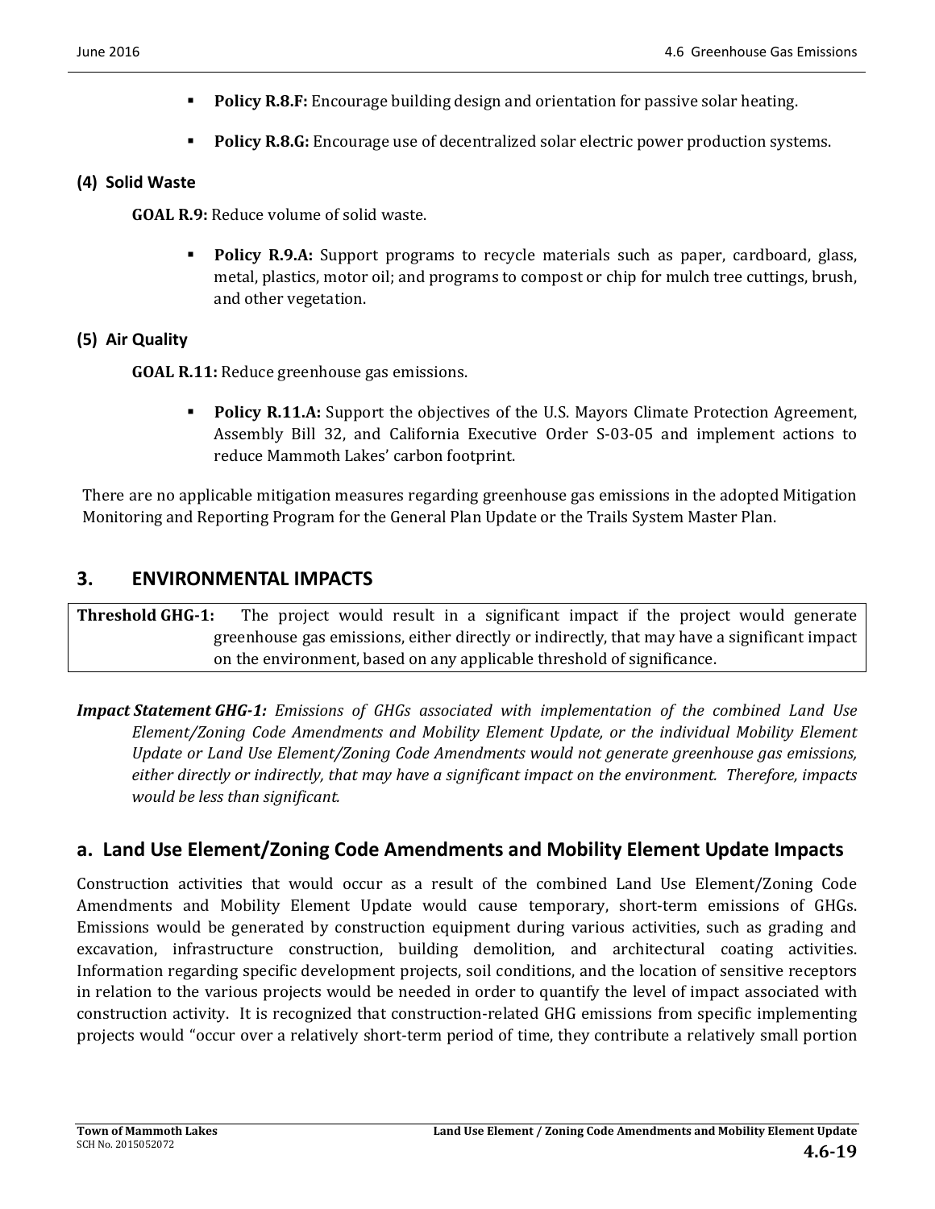- **Policy R.8.F:** Encourage building design and orientation for passive solar heating.
- **Policy R.8.G:** Encourage use of decentralized solar electric power production systems.

#### (4) Solid Waste

**GOAL R.9:** Reduce volume of solid waste.

- **Policy R.9.A:** Support programs to recycle materials such as paper, cardboard, glass, metal, plastics, motor oil; and programs to compost or chip for mulch tree cuttings, brush, and other vegetation.

#### (5) Air Quality

**GOAL R.11:** Reduce greenhouse gas emissions.

- **Policy R.11.A:** Support the objectives of the U.S. Mayors Climate Protection Agreement, Assembly Bill 32, and California Executive Order S-03-05 and implement actions to reduce Mammoth Lakes' carbon footprint.

There are no applicable mitigation measures regarding greenhouse gas emissions in the adopted Mitigation Monitoring and Reporting Program for the General Plan Update or the Trails System Master Plan.

## 3. ENVIRONMENTAL IMPACTS

| **Threshold GHG-1:** | The project would result in a significant impact if the project would generate greenhouse gas emissions, either directly or indirectly, that may have a significant impact on the environment, based on any applicable threshold of significance. |
|---|---|

***Impact Statement GHG-1:*** *Emissions of GHGs associated with implementation of the combined Land Use Element/Zoning Code Amendments and Mobility Element Update, or the individual Mobility Element Update or Land Use Element/Zoning Code Amendments would not generate greenhouse gas emissions, either directly or indirectly, that may have a significant impact on the environment. Therefore, impacts would be less than significant.*

### a. Land Use Element/Zoning Code Amendments and Mobility Element Update Impacts

Construction activities that would occur as a result of the combined Land Use Element/Zoning Code Amendments and Mobility Element Update would cause temporary, short-term emissions of GHGs. Emissions would be generated by construction equipment during various activities, such as grading and excavation, infrastructure construction, building demolition, and architectural coating activities. Information regarding specific development projects, soil conditions, and the location of sensitive receptors in relation to the various projects would be needed in order to quantify the level of impact associated with construction activity. It is recognized that construction-related GHG emissions from specific implementing projects would "occur over a relatively short-term period of time, they contribute a relatively small portion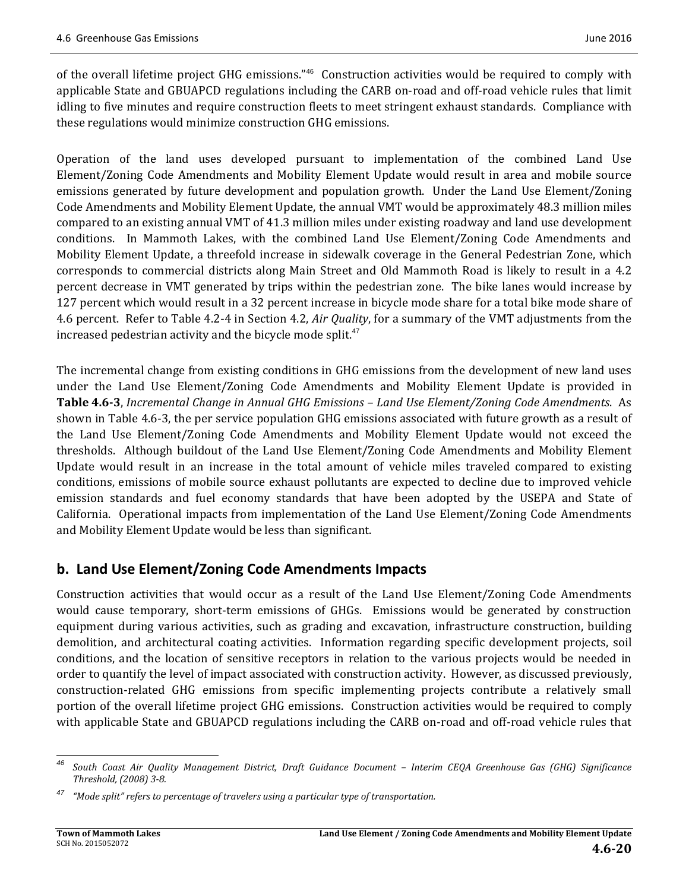of the overall lifetime project GHG emissions."[46] Construction activities would be required to comply with applicable State and GBUAPCD regulations including the CARB on-road and off-road vehicle rules that limit idling to five minutes and require construction fleets to meet stringent exhaust standards. Compliance with these regulations would minimize construction GHG emissions.

Operation of the land uses developed pursuant to implementation of the combined Land Use Element/Zoning Code Amendments and Mobility Element Update would result in area and mobile source emissions generated by future development and population growth. Under the Land Use Element/Zoning Code Amendments and Mobility Element Update, the annual VMT would be approximately 48.3 million miles compared to an existing annual VMT of 41.3 million miles under existing roadway and land use development conditions. In Mammoth Lakes, with the combined Land Use Element/Zoning Code Amendments and Mobility Element Update, a threefold increase in sidewalk coverage in the General Pedestrian Zone, which corresponds to commercial districts along Main Street and Old Mammoth Road is likely to result in a 4.2 percent decrease in VMT generated by trips within the pedestrian zone. The bike lanes would increase by 127 percent which would result in a 32 percent increase in bicycle mode share for a total bike mode share of 4.6 percent. Refer to Table 4.2-4 in Section 4.2, *Air Quality*, for a summary of the VMT adjustments from the increased pedestrian activity and the bicycle mode split.[47]

The incremental change from existing conditions in GHG emissions from the development of new land uses under the Land Use Element/Zoning Code Amendments and Mobility Element Update is provided in **Table 4.6-3**, *Incremental Change in Annual GHG Emissions – Land Use Element/Zoning Code Amendments*. As shown in Table 4.6-3, the per service population GHG emissions associated with future growth as a result of the Land Use Element/Zoning Code Amendments and Mobility Element Update would not exceed the thresholds. Although buildout of the Land Use Element/Zoning Code Amendments and Mobility Element Update would result in an increase in the total amount of vehicle miles traveled compared to existing conditions, emissions of mobile source exhaust pollutants are expected to decline due to improved vehicle emission standards and fuel economy standards that have been adopted by the USEPA and State of California. Operational impacts from implementation of the Land Use Element/Zoning Code Amendments and Mobility Element Update would be less than significant.

## b. Land Use Element/Zoning Code Amendments Impacts

Construction activities that would occur as a result of the Land Use Element/Zoning Code Amendments would cause temporary, short-term emissions of GHGs. Emissions would be generated by construction equipment during various activities, such as grading and excavation, infrastructure construction, building demolition, and architectural coating activities. Information regarding specific development projects, soil conditions, and the location of sensitive receptors in relation to the various projects would be needed in order to quantify the level of impact associated with construction activity. However, as discussed previously, construction-related GHG emissions from specific implementing projects contribute a relatively small portion of the overall lifetime project GHG emissions. Construction activities would be required to comply with applicable State and GBUAPCD regulations including the CARB on-road and off-road vehicle rules that

---

[46] *South Coast Air Quality Management District, Draft Guidance Document – Interim CEQA Greenhouse Gas (GHG) Significance Threshold, (2008) 3-8.*

[47] *"Mode split" refers to percentage of travelers using a particular type of transportation.*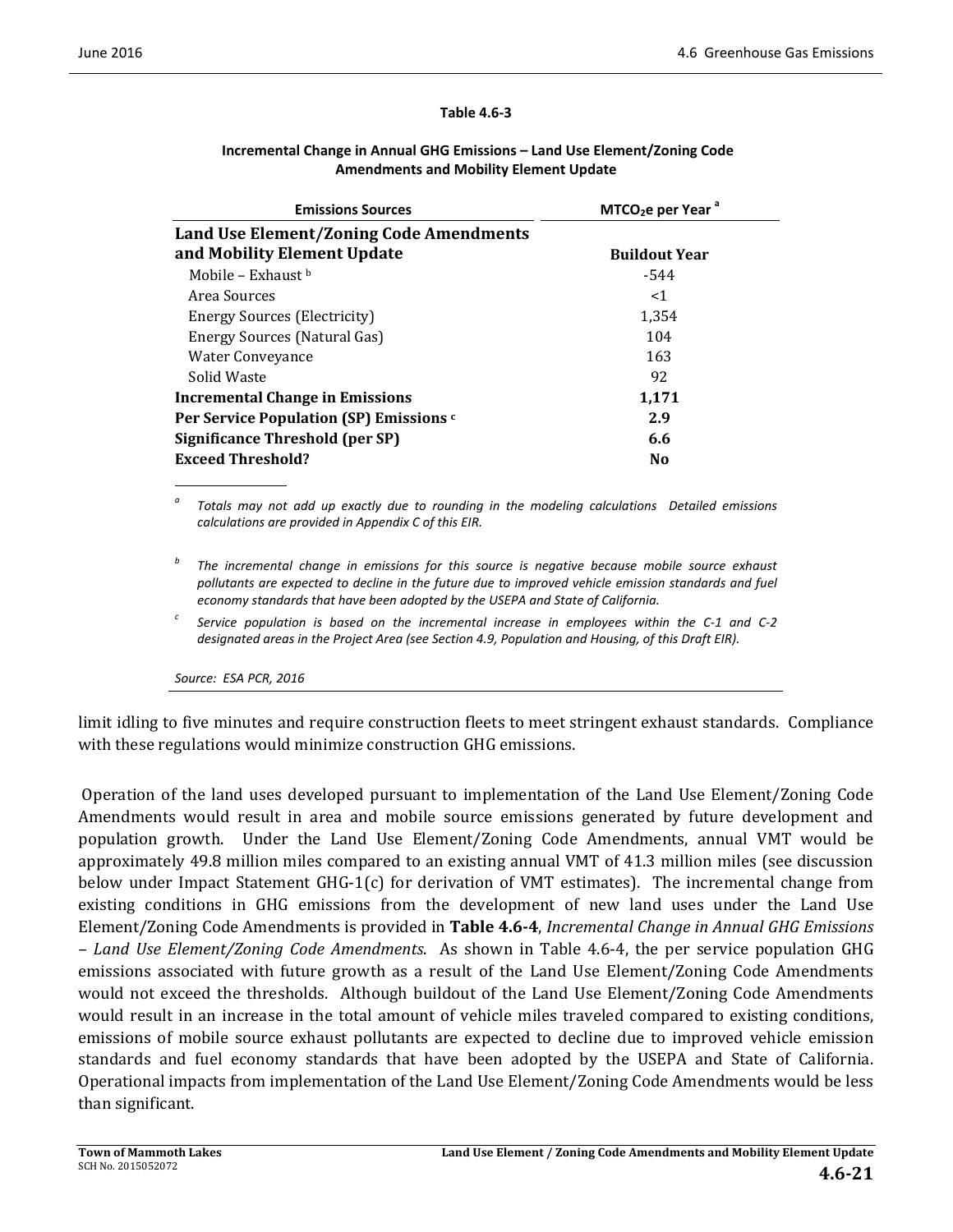**Table 4.6-3**

**Incremental Change in Annual GHG Emissions – Land Use Element/Zoning Code Amendments and Mobility Element Update**

| Emissions Sources | $MTCO_2e$ per Year [a] |
|---|---|
| **Land Use Element/Zoning Code Amendments and Mobility Element Update** | **Buildout Year** |
| Mobile – Exhaust [b] | -544 |
| Area Sources | <1 |
| Energy Sources (Electricity) | 1,354 |
| Energy Sources (Natural Gas) | 104 |
| Water Conveyance | 163 |
| Solid Waste | 92 |
| **Incremental Change in Emissions** | **1,171** |
| **Per Service Population (SP) Emissions [c]** | **2.9** |
| **Significance Threshold (per SP)** | **6.6** |
| **Exceed Threshold?** | **No** |

[a] *Totals may not add up exactly due to rounding in the modeling calculations Detailed emissions calculations are provided in Appendix C of this EIR.*

[b] *The incremental change in emissions for this source is negative because mobile source exhaust pollutants are expected to decline in the future due to improved vehicle emission standards and fuel economy standards that have been adopted by the USEPA and State of California.*

[c] *Service population is based on the incremental increase in employees within the C-1 and C-2 designated areas in the Project Area (see Section 4.9, Population and Housing, of this Draft EIR).*

*Source: ESA PCR, 2016*

limit idling to five minutes and require construction fleets to meet stringent exhaust standards. Compliance with these regulations would minimize construction GHG emissions.

Operation of the land uses developed pursuant to implementation of the Land Use Element/Zoning Code Amendments would result in area and mobile source emissions generated by future development and population growth. Under the Land Use Element/Zoning Code Amendments, annual VMT would be approximately 49.8 million miles compared to an existing annual VMT of 41.3 million miles (see discussion below under Impact Statement GHG-1(c) for derivation of VMT estimates). The incremental change from existing conditions in GHG emissions from the development of new land uses under the Land Use Element/Zoning Code Amendments is provided in **Table 4.6-4**, *Incremental Change in Annual GHG Emissions – Land Use Element/Zoning Code Amendments*. As shown in Table 4.6-4, the per service population GHG emissions associated with future growth as a result of the Land Use Element/Zoning Code Amendments would not exceed the thresholds. Although buildout of the Land Use Element/Zoning Code Amendments would result in an increase in the total amount of vehicle miles traveled compared to existing conditions, emissions of mobile source exhaust pollutants are expected to decline due to improved vehicle emission standards and fuel economy standards that have been adopted by the USEPA and State of California. Operational impacts from implementation of the Land Use Element/Zoning Code Amendments would be less than significant.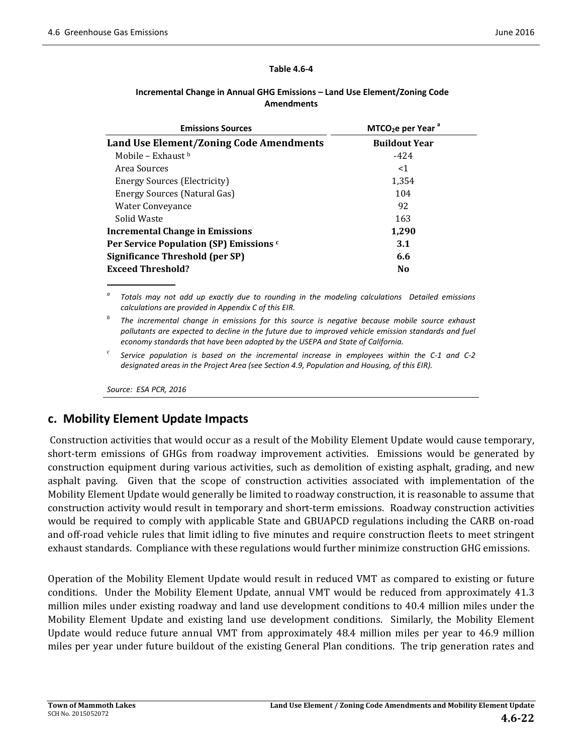**Table 4.6-4**

**Incremental Change in Annual GHG Emissions – Land Use Element/Zoning Code Amendments**

| Emissions Sources | $MTCO_2e$ per Year [a] |
|---|---|
| **Land Use Element/Zoning Code Amendments** | **Buildout Year** |
| Mobile – Exhaust [b] | -424 |
| Area Sources | <1 |
| Energy Sources (Electricity) | 1,354 |
| Energy Sources (Natural Gas) | 104 |
| Water Conveyance | 92 |
| Solid Waste | 163 |
| **Incremental Change in Emissions** | **1,290** |
| **Per Service Population (SP) Emissions [c]** | **3.1** |
| **Significance Threshold (per SP)** | **6.6** |
| **Exceed Threshold?** | **No** |

[a] *Totals may not add up exactly due to rounding in the modeling calculations Detailed emissions calculations are provided in Appendix C of this EIR.*

[b] *The incremental change in emissions for this source is negative because mobile source exhaust pollutants are expected to decline in the future due to improved vehicle emission standards and fuel economy standards that have been adopted by the USEPA and State of California.*

[c] *Service population is based on the incremental increase in employees within the C-1 and C-2 designated areas in the Project Area (see Section 4.9, Population and Housing, of this EIR).*

*Source: ESA PCR, 2016*

## c. Mobility Element Update Impacts

Construction activities that would occur as a result of the Mobility Element Update would cause temporary, short-term emissions of GHGs from roadway improvement activities. Emissions would be generated by construction equipment during various activities, such as demolition of existing asphalt, grading, and new asphalt paving. Given that the scope of construction activities associated with implementation of the Mobility Element Update would generally be limited to roadway construction, it is reasonable to assume that construction activity would result in temporary and short-term emissions. Roadway construction activities would be required to comply with applicable State and GBUAPCD regulations including the CARB on-road and off-road vehicle rules that limit idling to five minutes and require construction fleets to meet stringent exhaust standards. Compliance with these regulations would further minimize construction GHG emissions.

Operation of the Mobility Element Update would result in reduced VMT as compared to existing or future conditions. Under the Mobility Element Update, annual VMT would be reduced from approximately 41.3 million miles under existing roadway and land use development conditions to 40.4 million miles under the Mobility Element Update and existing land use development conditions. Similarly, the Mobility Element Update would reduce future annual VMT from approximately 48.4 million miles per year to 46.9 million miles per year under future buildout of the existing General Plan conditions. The trip generation rates and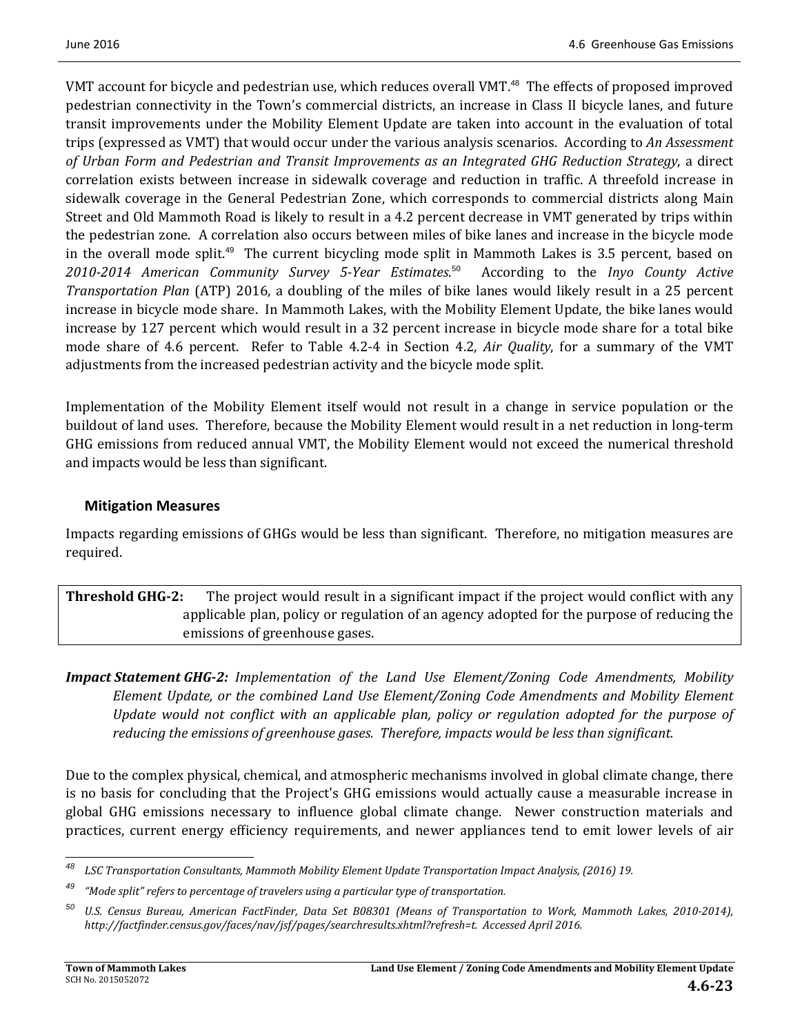VMT account for bicycle and pedestrian use, which reduces overall VMT.[48] The effects of proposed improved pedestrian connectivity in the Town's commercial districts, an increase in Class II bicycle lanes, and future transit improvements under the Mobility Element Update are taken into account in the evaluation of total trips (expressed as VMT) that would occur under the various analysis scenarios. According to *An Assessment of Urban Form and Pedestrian and Transit Improvements as an Integrated GHG Reduction Strategy*, a direct correlation exists between increase in sidewalk coverage and reduction in traffic. A threefold increase in sidewalk coverage in the General Pedestrian Zone, which corresponds to commercial districts along Main Street and Old Mammoth Road is likely to result in a 4.2 percent decrease in VMT generated by trips within the pedestrian zone. A correlation also occurs between miles of bike lanes and increase in the bicycle mode in the overall mode split.[49] The current bicycling mode split in Mammoth Lakes is 3.5 percent, based on *2010-2014 American Community Survey 5-Year Estimates*.[50] According to the *Inyo County Active Transportation Plan* (ATP) 2016, a doubling of the miles of bike lanes would likely result in a 25 percent increase in bicycle mode share. In Mammoth Lakes, with the Mobility Element Update, the bike lanes would increase by 127 percent which would result in a 32 percent increase in bicycle mode share for a total bike mode share of 4.6 percent. Refer to Table 4.2-4 in Section 4.2, *Air Quality*, for a summary of the VMT adjustments from the increased pedestrian activity and the bicycle mode split.

Implementation of the Mobility Element itself would not result in a change in service population or the buildout of land uses. Therefore, because the Mobility Element would result in a net reduction in long-term GHG emissions from reduced annual VMT, the Mobility Element would not exceed the numerical threshold and impacts would be less than significant.

### Mitigation Measures

Impacts regarding emissions of GHGs would be less than significant. Therefore, no mitigation measures are required.

| **Threshold GHG-2:** | The project would result in a significant impact if the project would conflict with any applicable plan, policy or regulation of an agency adopted for the purpose of reducing the emissions of greenhouse gases. |
|---|---|

***Impact Statement GHG-2:*** *Implementation of the Land Use Element/Zoning Code Amendments, Mobility Element Update, or the combined Land Use Element/Zoning Code Amendments and Mobility Element Update would not conflict with an applicable plan, policy or regulation adopted for the purpose of reducing the emissions of greenhouse gases. Therefore, impacts would be less than significant.*

Due to the complex physical, chemical, and atmospheric mechanisms involved in global climate change, there is no basis for concluding that the Project's GHG emissions would actually cause a measurable increase in global GHG emissions necessary to influence global climate change. Newer construction materials and practices, current energy efficiency requirements, and newer appliances tend to emit lower levels of air

---

[48] *LSC Transportation Consultants, Mammoth Mobility Element Update Transportation Impact Analysis, (2016) 19.*

[49] *"Mode split" refers to percentage of travelers using a particular type of transportation.*

[50] *U.S. Census Bureau, American FactFinder, Data Set B08301 (Means of Transportation to Work, Mammoth Lakes, 2010-2014), http://factfinder.census.gov/faces/nav/jsf/pages/searchresults.xhtml?refresh=t. Accessed April 2016.*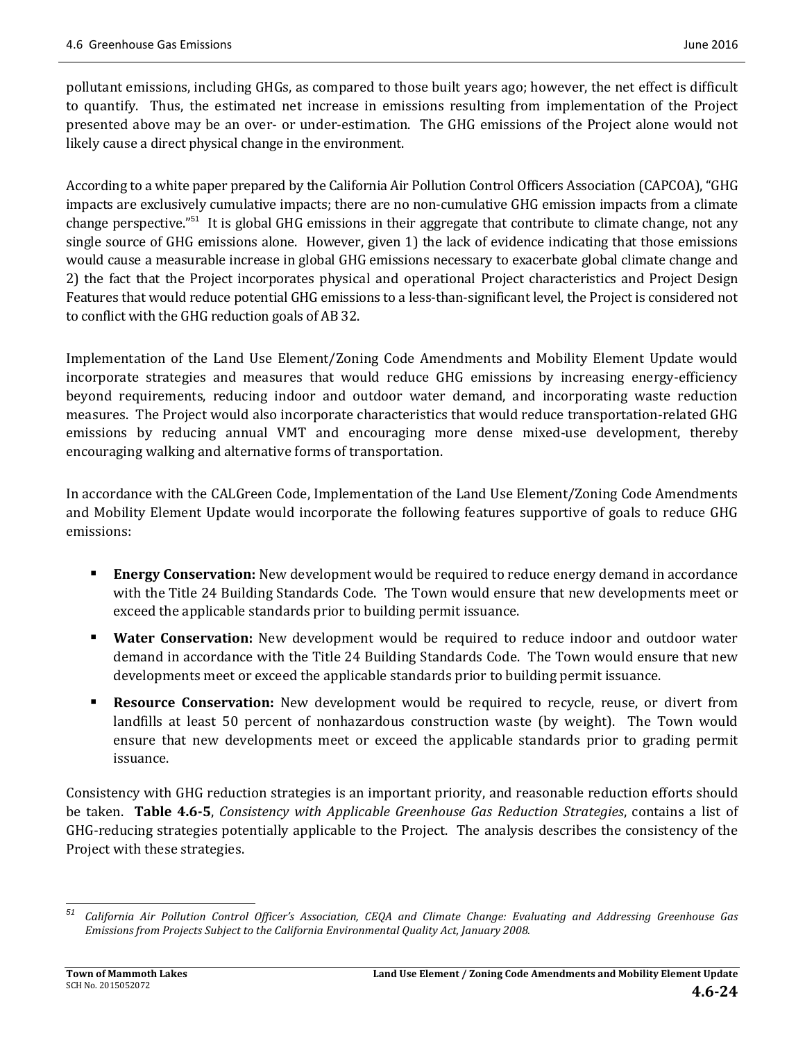pollutant emissions, including GHGs, as compared to those built years ago; however, the net effect is difficult to quantify. Thus, the estimated net increase in emissions resulting from implementation of the Project presented above may be an over- or under-estimation. The GHG emissions of the Project alone would not likely cause a direct physical change in the environment.

According to a white paper prepared by the California Air Pollution Control Officers Association (CAPCOA), "GHG impacts are exclusively cumulative impacts; there are no non-cumulative GHG emission impacts from a climate change perspective."[51] It is global GHG emissions in their aggregate that contribute to climate change, not any single source of GHG emissions alone. However, given 1) the lack of evidence indicating that those emissions would cause a measurable increase in global GHG emissions necessary to exacerbate global climate change and 2) the fact that the Project incorporates physical and operational Project characteristics and Project Design Features that would reduce potential GHG emissions to a less-than-significant level, the Project is considered not to conflict with the GHG reduction goals of AB 32.

Implementation of the Land Use Element/Zoning Code Amendments and Mobility Element Update would incorporate strategies and measures that would reduce GHG emissions by increasing energy-efficiency beyond requirements, reducing indoor and outdoor water demand, and incorporating waste reduction measures. The Project would also incorporate characteristics that would reduce transportation-related GHG emissions by reducing annual VMT and encouraging more dense mixed-use development, thereby encouraging walking and alternative forms of transportation.

In accordance with the CALGreen Code, Implementation of the Land Use Element/Zoning Code Amendments and Mobility Element Update would incorporate the following features supportive of goals to reduce GHG emissions:

- **Energy Conservation:** New development would be required to reduce energy demand in accordance with the Title 24 Building Standards Code. The Town would ensure that new developments meet or exceed the applicable standards prior to building permit issuance.
- **Water Conservation:** New development would be required to reduce indoor and outdoor water demand in accordance with the Title 24 Building Standards Code. The Town would ensure that new developments meet or exceed the applicable standards prior to building permit issuance.
- **Resource Conservation:** New development would be required to recycle, reuse, or divert from landfills at least 50 percent of nonhazardous construction waste (by weight). The Town would ensure that new developments meet or exceed the applicable standards prior to grading permit issuance.

Consistency with GHG reduction strategies is an important priority, and reasonable reduction efforts should be taken. **Table 4.6-5**, *Consistency with Applicable Greenhouse Gas Reduction Strategies*, contains a list of GHG-reducing strategies potentially applicable to the Project. The analysis describes the consistency of the Project with these strategies.

---

[51] *California Air Pollution Control Officer's Association, CEQA and Climate Change: Evaluating and Addressing Greenhouse Gas Emissions from Projects Subject to the California Environmental Quality Act, January 2008.*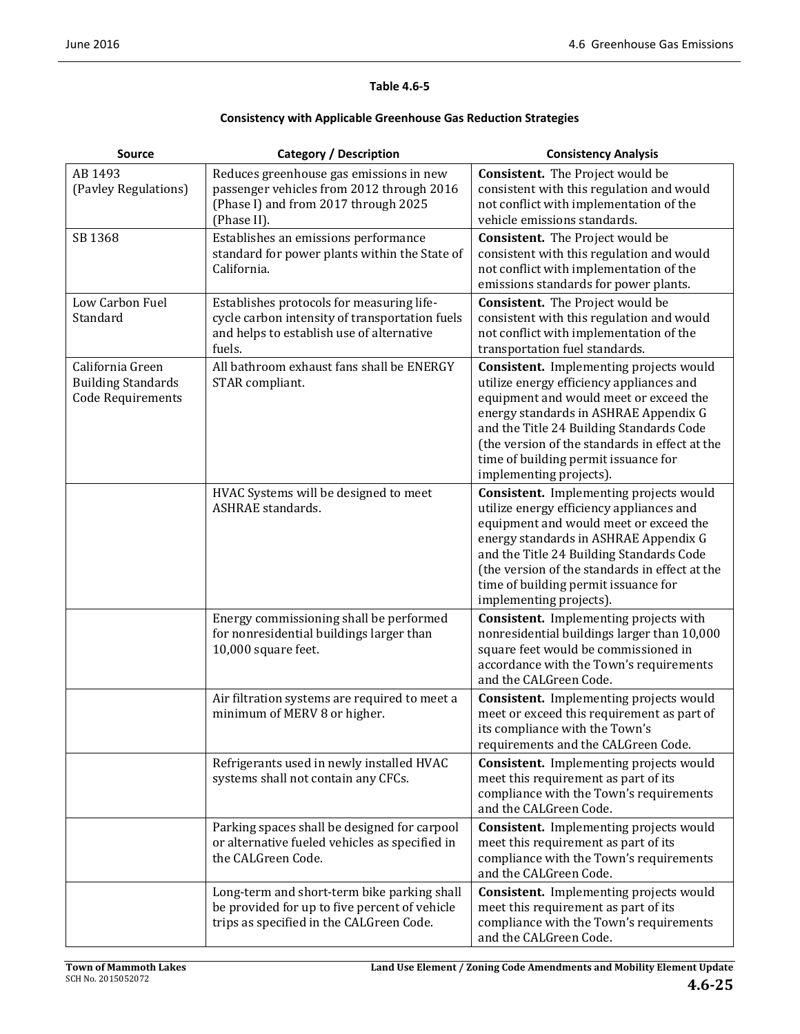**Table 4.6-5**

**Consistency with Applicable Greenhouse Gas Reduction Strategies**

| Source | Category / Description | Consistency Analysis |
|---|---|---|
| AB 1493 (Pavley Regulations) | Reduces greenhouse gas emissions in new passenger vehicles from 2012 through 2016 (Phase I) and from 2017 through 2025 (Phase II). | **Consistent.** The Project would be consistent with this regulation and would not conflict with implementation of the vehicle emissions standards. |
| SB 1368 | Establishes an emissions performance standard for power plants within the State of California. | **Consistent.** The Project would be consistent with this regulation and would not conflict with implementation of the emissions standards for power plants. |
| Low Carbon Fuel Standard | Establishes protocols for measuring life-cycle carbon intensity of transportation fuels and helps to establish use of alternative fuels. | **Consistent.** The Project would be consistent with this regulation and would not conflict with implementation of the transportation fuel standards. |
| California Green Building Standards Code Requirements | All bathroom exhaust fans shall be ENERGY STAR compliant. | **Consistent.** Implementing projects would utilize energy efficiency appliances and equipment and would meet or exceed the energy standards in ASHRAE Appendix G and the Title 24 Building Standards Code (the version of the standards in effect at the time of building permit issuance for implementing projects). |
| | HVAC Systems will be designed to meet ASHRAE standards. | **Consistent.** Implementing projects would utilize energy efficiency appliances and equipment and would meet or exceed the energy standards in ASHRAE Appendix G and the Title 24 Building Standards Code (the version of the standards in effect at the time of building permit issuance for implementing projects). |
| | Energy commissioning shall be performed for nonresidential buildings larger than 10,000 square feet. | **Consistent.** Implementing projects with nonresidential buildings larger than 10,000 square feet would be commissioned in accordance with the Town's requirements and the CALGreen Code. |
| | Air filtration systems are required to meet a minimum of MERV 8 or higher. | **Consistent.** Implementing projects would meet or exceed this requirement as part of its compliance with the Town's requirements and the CALGreen Code. |
| | Refrigerants used in newly installed HVAC systems shall not contain any CFCs. | **Consistent.** Implementing projects would meet this requirement as part of its compliance with the Town's requirements and the CALGreen Code. |
| | Parking spaces shall be designed for carpool or alternative fueled vehicles as specified in the CALGreen Code. | **Consistent.** Implementing projects would meet this requirement as part of its compliance with the Town's requirements and the CALGreen Code. |
| | Long-term and short-term bike parking shall be provided for up to five percent of vehicle trips as specified in the CALGreen Code. | **Consistent.** Implementing projects would meet this requirement as part of its compliance with the Town's requirements and the CALGreen Code. |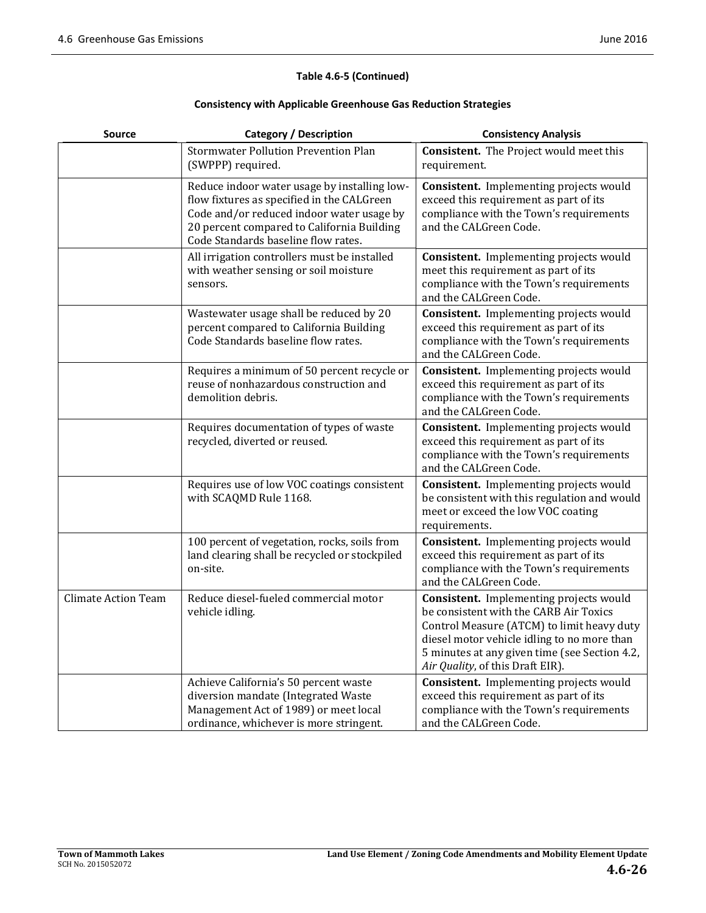**Table 4.6-5 (Continued)**

**Consistency with Applicable Greenhouse Gas Reduction Strategies**

| Source | Category / Description | Consistency Analysis |
|---|---|---|
| | Stormwater Pollution Prevention Plan (SWPPP) required. | **Consistent.** The Project would meet this requirement. |
| | Reduce indoor water usage by installing low-flow fixtures as specified in the CALGreen Code and/or reduced indoor water usage by 20 percent compared to California Building Code Standards baseline flow rates. | **Consistent.** Implementing projects would exceed this requirement as part of its compliance with the Town's requirements and the CALGreen Code. |
| | All irrigation controllers must be installed with weather sensing or soil moisture sensors. | **Consistent.** Implementing projects would meet this requirement as part of its compliance with the Town's requirements and the CALGreen Code. |
| | Wastewater usage shall be reduced by 20 percent compared to California Building Code Standards baseline flow rates. | **Consistent.** Implementing projects would exceed this requirement as part of its compliance with the Town's requirements and the CALGreen Code. |
| | Requires a minimum of 50 percent recycle or reuse of nonhazardous construction and demolition debris. | **Consistent.** Implementing projects would exceed this requirement as part of its compliance with the Town's requirements and the CALGreen Code. |
| | Requires documentation of types of waste recycled, diverted or reused. | **Consistent.** Implementing projects would exceed this requirement as part of its compliance with the Town's requirements and the CALGreen Code. |
| | Requires use of low VOC coatings consistent with SCAQMD Rule 1168. | **Consistent.** Implementing projects would be consistent with this regulation and would meet or exceed the low VOC coating requirements. |
| | 100 percent of vegetation, rocks, soils from land clearing shall be recycled or stockpiled on-site. | **Consistent.** Implementing projects would exceed this requirement as part of its compliance with the Town's requirements and the CALGreen Code. |
| Climate Action Team | Reduce diesel-fueled commercial motor vehicle idling. | **Consistent.** Implementing projects would be consistent with the CARB Air Toxics Control Measure (ATCM) to limit heavy duty diesel motor vehicle idling to no more than 5 minutes at any given time (see Section 4.2, *Air Quality*, of this Draft EIR). |
| | Achieve California's 50 percent waste diversion mandate (Integrated Waste Management Act of 1989) or meet local ordinance, whichever is more stringent. | **Consistent.** Implementing projects would exceed this requirement as part of its compliance with the Town's requirements and the CALGreen Code. |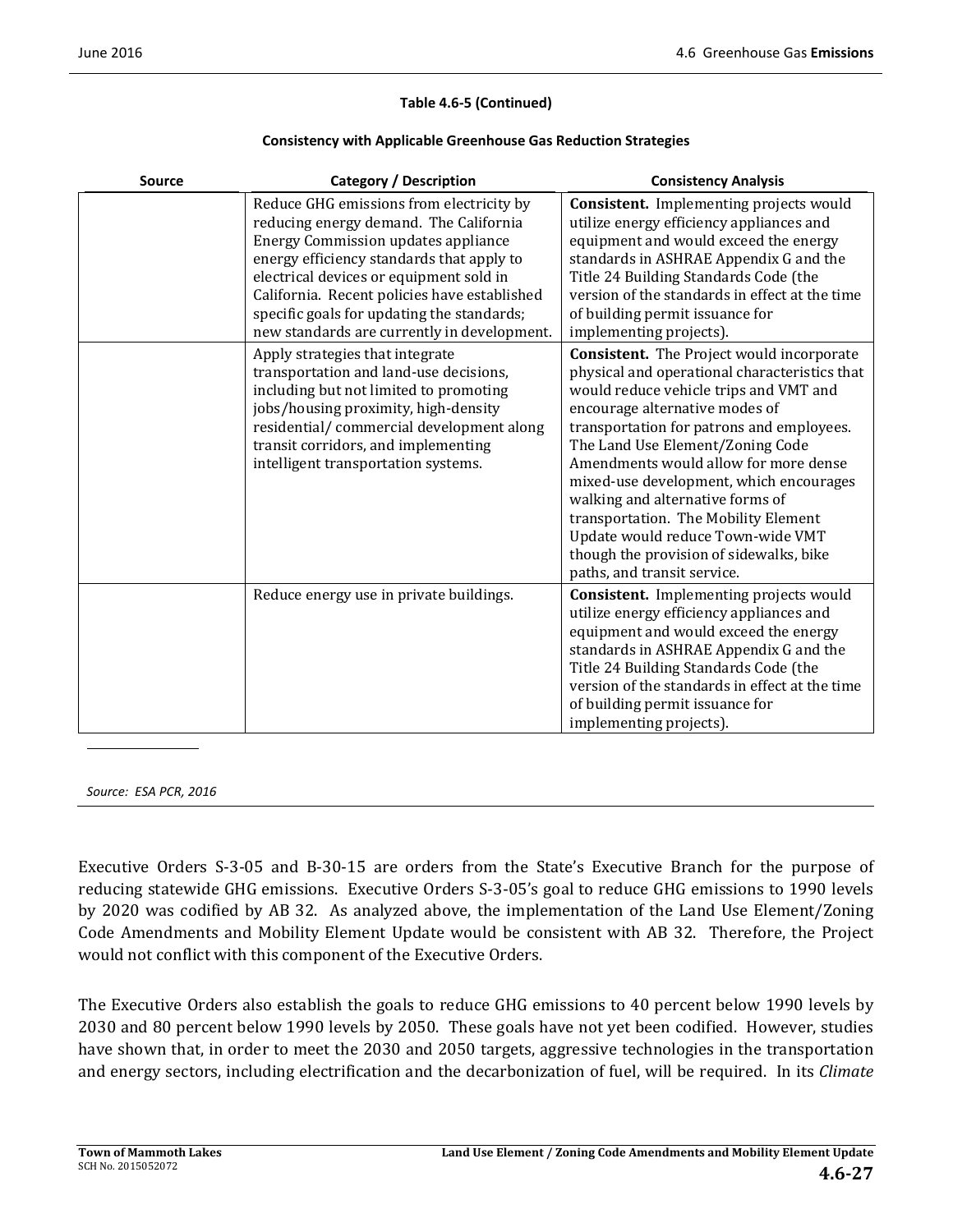**Table 4.6-5 (Continued)**

**Consistency with Applicable Greenhouse Gas Reduction Strategies**

| Source | Category / Description | Consistency Analysis |
|---|---|---|
| | Reduce GHG emissions from electricity by reducing energy demand. The California Energy Commission updates appliance energy efficiency standards that apply to electrical devices or equipment sold in California. Recent policies have established specific goals for updating the standards; new standards are currently in development. | **Consistent.** Implementing projects would utilize energy efficiency appliances and equipment and would exceed the energy standards in ASHRAE Appendix G and the Title 24 Building Standards Code (the version of the standards in effect at the time of building permit issuance for implementing projects). |
| | Apply strategies that integrate transportation and land-use decisions, including but not limited to promoting jobs/housing proximity, high-density residential/ commercial development along transit corridors, and implementing intelligent transportation systems. | **Consistent.** The Project would incorporate physical and operational characteristics that would reduce vehicle trips and VMT and encourage alternative modes of transportation for patrons and employees. The Land Use Element/Zoning Code Amendments would allow for more dense mixed-use development, which encourages walking and alternative forms of transportation. The Mobility Element Update would reduce Town-wide VMT though the provision of sidewalks, bike paths, and transit service. |
| | Reduce energy use in private buildings. | **Consistent.** Implementing projects would utilize energy efficiency appliances and equipment and would exceed the energy standards in ASHRAE Appendix G and the Title 24 Building Standards Code (the version of the standards in effect at the time of building permit issuance for implementing projects). |

*Source: ESA PCR, 2016*

Executive Orders S-3-05 and B-30-15 are orders from the State's Executive Branch for the purpose of reducing statewide GHG emissions. Executive Orders S-3-05's goal to reduce GHG emissions to 1990 levels by 2020 was codified by AB 32. As analyzed above, the implementation of the Land Use Element/Zoning Code Amendments and Mobility Element Update would be consistent with AB 32. Therefore, the Project would not conflict with this component of the Executive Orders.

The Executive Orders also establish the goals to reduce GHG emissions to 40 percent below 1990 levels by 2030 and 80 percent below 1990 levels by 2050. These goals have not yet been codified. However, studies have shown that, in order to meet the 2030 and 2050 targets, aggressive technologies in the transportation and energy sectors, including electrification and the decarbonization of fuel, will be required. In its *Climate*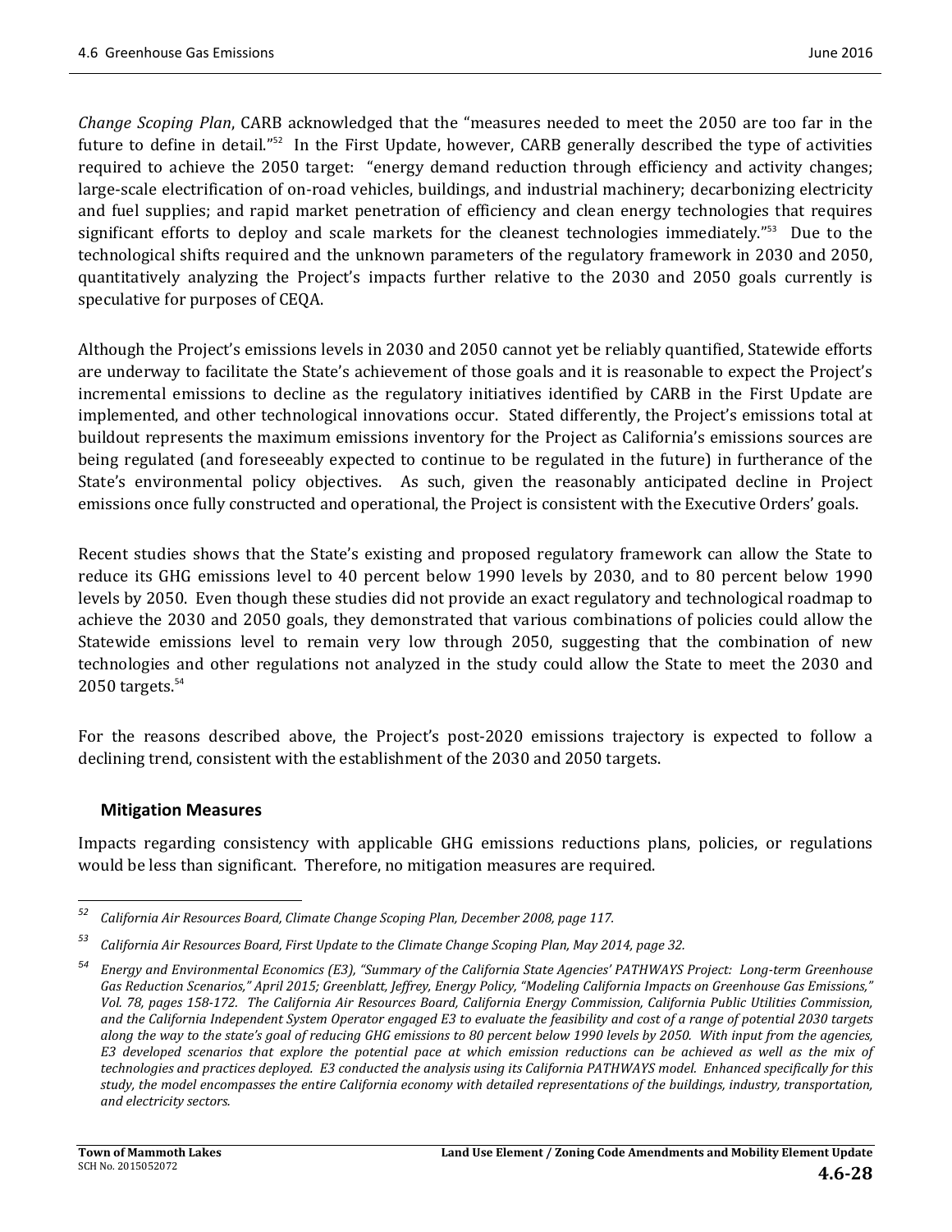*Change Scoping Plan*, CARB acknowledged that the "measures needed to meet the 2050 are too far in the future to define in detail."[52] In the First Update, however, CARB generally described the type of activities required to achieve the 2050 target: "energy demand reduction through efficiency and activity changes; large-scale electrification of on-road vehicles, buildings, and industrial machinery; decarbonizing electricity and fuel supplies; and rapid market penetration of efficiency and clean energy technologies that requires significant efforts to deploy and scale markets for the cleanest technologies immediately."[53] Due to the technological shifts required and the unknown parameters of the regulatory framework in 2030 and 2050, quantitatively analyzing the Project's impacts further relative to the 2030 and 2050 goals currently is speculative for purposes of CEQA.

Although the Project's emissions levels in 2030 and 2050 cannot yet be reliably quantified, Statewide efforts are underway to facilitate the State's achievement of those goals and it is reasonable to expect the Project's incremental emissions to decline as the regulatory initiatives identified by CARB in the First Update are implemented, and other technological innovations occur. Stated differently, the Project's emissions total at buildout represents the maximum emissions inventory for the Project as California's emissions sources are being regulated (and foreseeably expected to continue to be regulated in the future) in furtherance of the State's environmental policy objectives. As such, given the reasonably anticipated decline in Project emissions once fully constructed and operational, the Project is consistent with the Executive Orders' goals.

Recent studies shows that the State's existing and proposed regulatory framework can allow the State to reduce its GHG emissions level to 40 percent below 1990 levels by 2030, and to 80 percent below 1990 levels by 2050. Even though these studies did not provide an exact regulatory and technological roadmap to achieve the 2030 and 2050 goals, they demonstrated that various combinations of policies could allow the Statewide emissions level to remain very low through 2050, suggesting that the combination of new technologies and other regulations not analyzed in the study could allow the State to meet the 2030 and 2050 targets.[54]

For the reasons described above, the Project's post-2020 emissions trajectory is expected to follow a declining trend, consistent with the establishment of the 2030 and 2050 targets.

### Mitigation Measures

Impacts regarding consistency with applicable GHG emissions reductions plans, policies, or regulations would be less than significant. Therefore, no mitigation measures are required.

---

[52] *California Air Resources Board, Climate Change Scoping Plan, December 2008, page 117.*

[53] *California Air Resources Board, First Update to the Climate Change Scoping Plan, May 2014, page 32.*

[54] *Energy and Environmental Economics (E3), "Summary of the California State Agencies' PATHWAYS Project: Long-term Greenhouse Gas Reduction Scenarios," April 2015; Greenblatt, Jeffrey, Energy Policy, "Modeling California Impacts on Greenhouse Gas Emissions," Vol. 78, pages 158-172. The California Air Resources Board, California Energy Commission, California Public Utilities Commission, and the California Independent System Operator engaged E3 to evaluate the feasibility and cost of a range of potential 2030 targets along the way to the state's goal of reducing GHG emissions to 80 percent below 1990 levels by 2050. With input from the agencies, E3 developed scenarios that explore the potential pace at which emission reductions can be achieved as well as the mix of technologies and practices deployed. E3 conducted the analysis using its California PATHWAYS model. Enhanced specifically for this study, the model encompasses the entire California economy with detailed representations of the buildings, industry, transportation, and electricity sectors.*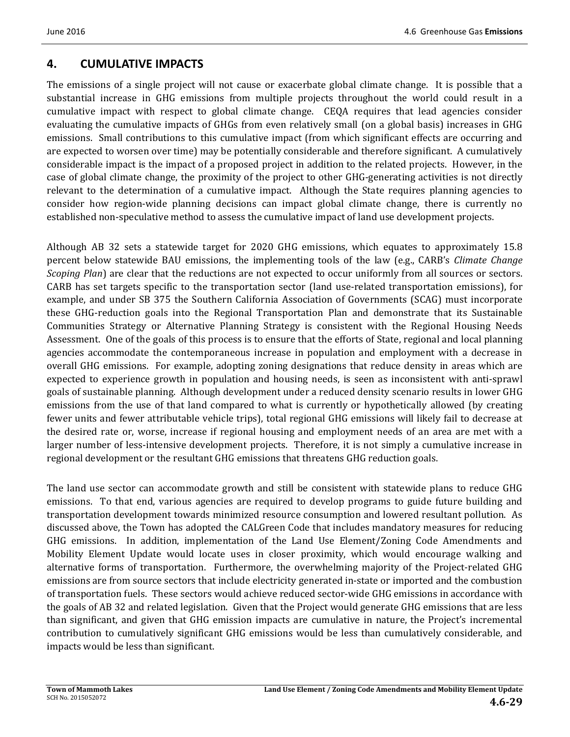## 4. CUMULATIVE IMPACTS

The emissions of a single project will not cause or exacerbate global climate change. It is possible that a substantial increase in GHG emissions from multiple projects throughout the world could result in a cumulative impact with respect to global climate change. CEQA requires that lead agencies consider evaluating the cumulative impacts of GHGs from even relatively small (on a global basis) increases in GHG emissions. Small contributions to this cumulative impact (from which significant effects are occurring and are expected to worsen over time) may be potentially considerable and therefore significant. A cumulatively considerable impact is the impact of a proposed project in addition to the related projects. However, in the case of global climate change, the proximity of the project to other GHG-generating activities is not directly relevant to the determination of a cumulative impact. Although the State requires planning agencies to consider how region-wide planning decisions can impact global climate change, there is currently no established non-speculative method to assess the cumulative impact of land use development projects.

Although AB 32 sets a statewide target for 2020 GHG emissions, which equates to approximately 15.8 percent below statewide BAU emissions, the implementing tools of the law (e.g., CARB's *Climate Change Scoping Plan*) are clear that the reductions are not expected to occur uniformly from all sources or sectors. CARB has set targets specific to the transportation sector (land use-related transportation emissions), for example, and under SB 375 the Southern California Association of Governments (SCAG) must incorporate these GHG-reduction goals into the Regional Transportation Plan and demonstrate that its Sustainable Communities Strategy or Alternative Planning Strategy is consistent with the Regional Housing Needs Assessment. One of the goals of this process is to ensure that the efforts of State, regional and local planning agencies accommodate the contemporaneous increase in population and employment with a decrease in overall GHG emissions. For example, adopting zoning designations that reduce density in areas which are expected to experience growth in population and housing needs, is seen as inconsistent with anti-sprawl goals of sustainable planning. Although development under a reduced density scenario results in lower GHG emissions from the use of that land compared to what is currently or hypothetically allowed (by creating fewer units and fewer attributable vehicle trips), total regional GHG emissions will likely fail to decrease at the desired rate or, worse, increase if regional housing and employment needs of an area are met with a larger number of less-intensive development projects. Therefore, it is not simply a cumulative increase in regional development or the resultant GHG emissions that threatens GHG reduction goals.

The land use sector can accommodate growth and still be consistent with statewide plans to reduce GHG emissions. To that end, various agencies are required to develop programs to guide future building and transportation development towards minimized resource consumption and lowered resultant pollution. As discussed above, the Town has adopted the CALGreen Code that includes mandatory measures for reducing GHG emissions. In addition, implementation of the Land Use Element/Zoning Code Amendments and Mobility Element Update would locate uses in closer proximity, which would encourage walking and alternative forms of transportation. Furthermore, the overwhelming majority of the Project-related GHG emissions are from source sectors that include electricity generated in-state or imported and the combustion of transportation fuels. These sectors would achieve reduced sector-wide GHG emissions in accordance with the goals of AB 32 and related legislation. Given that the Project would generate GHG emissions that are less than significant, and given that GHG emission impacts are cumulative in nature, the Project's incremental contribution to cumulatively significant GHG emissions would be less than cumulatively considerable, and impacts would be less than significant.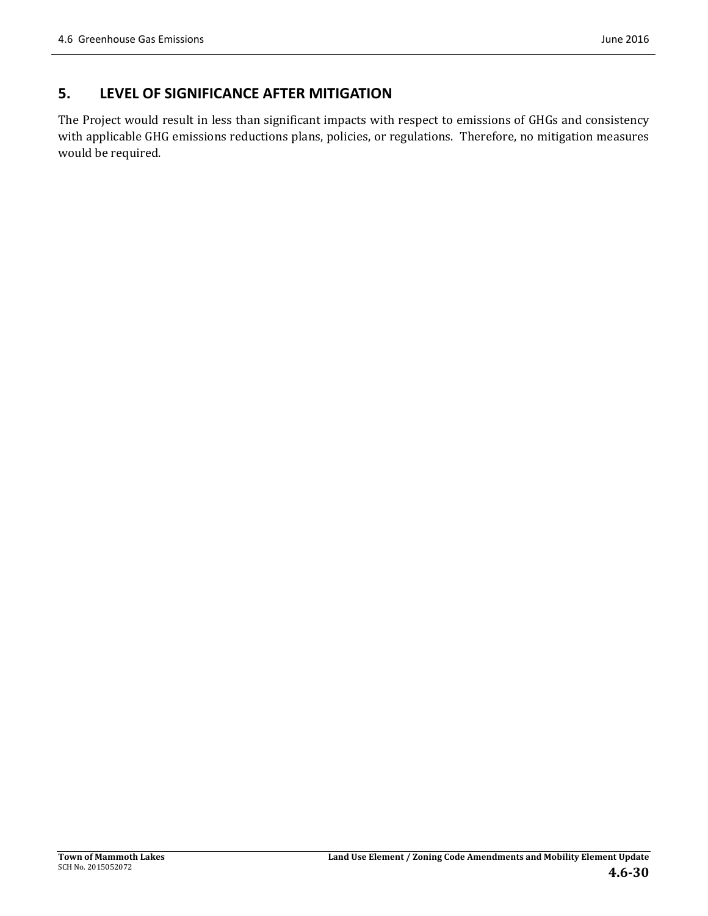## 5. LEVEL OF SIGNIFICANCE AFTER MITIGATION

The Project would result in less than significant impacts with respect to emissions of GHGs and consistency with applicable GHG emissions reductions plans, policies, or regulations. Therefore, no mitigation measures would be required.